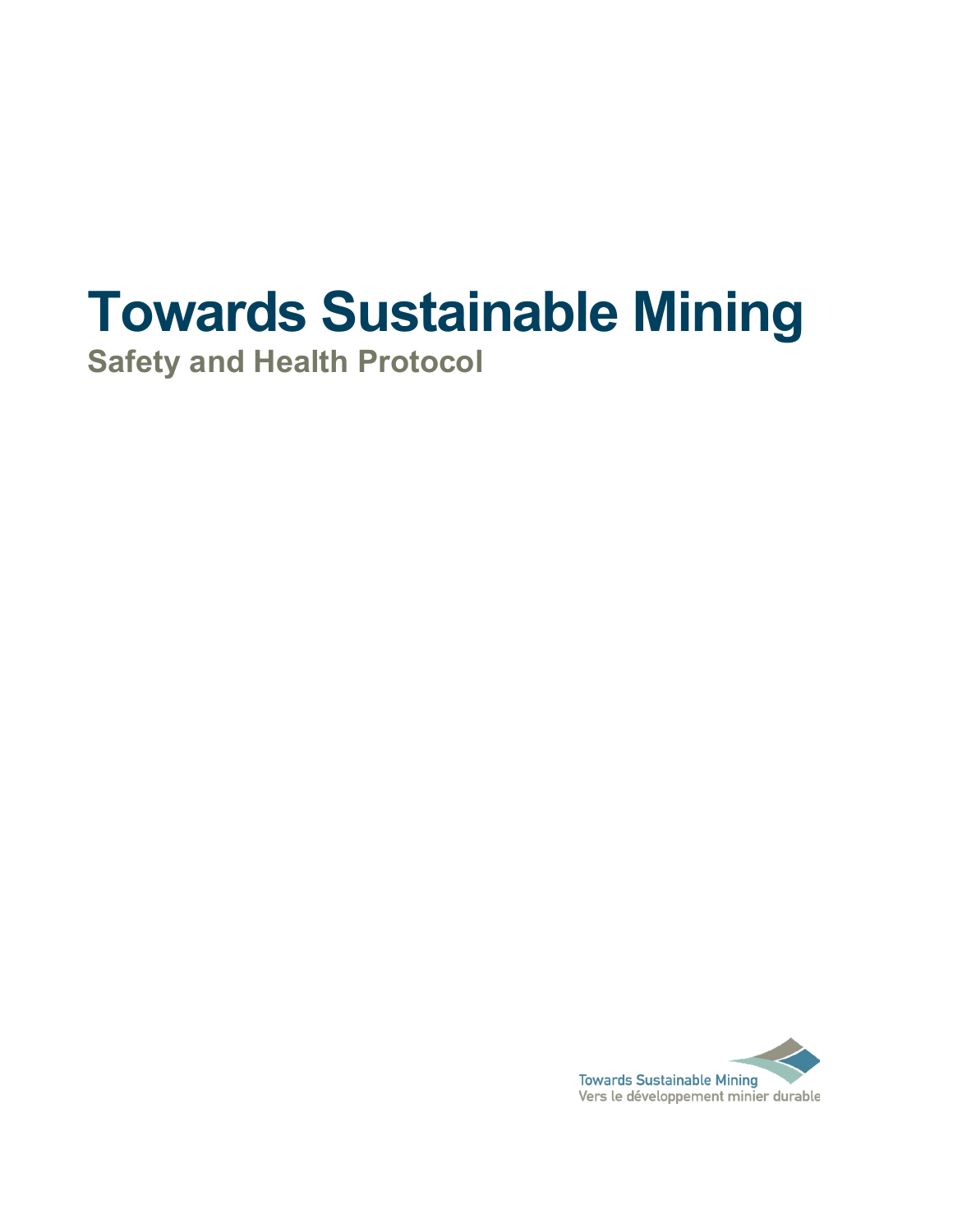# Towards Sustainable Mining

## Safety and Health Protocol

Towards Sustainable Mining
Vers le développement minier durable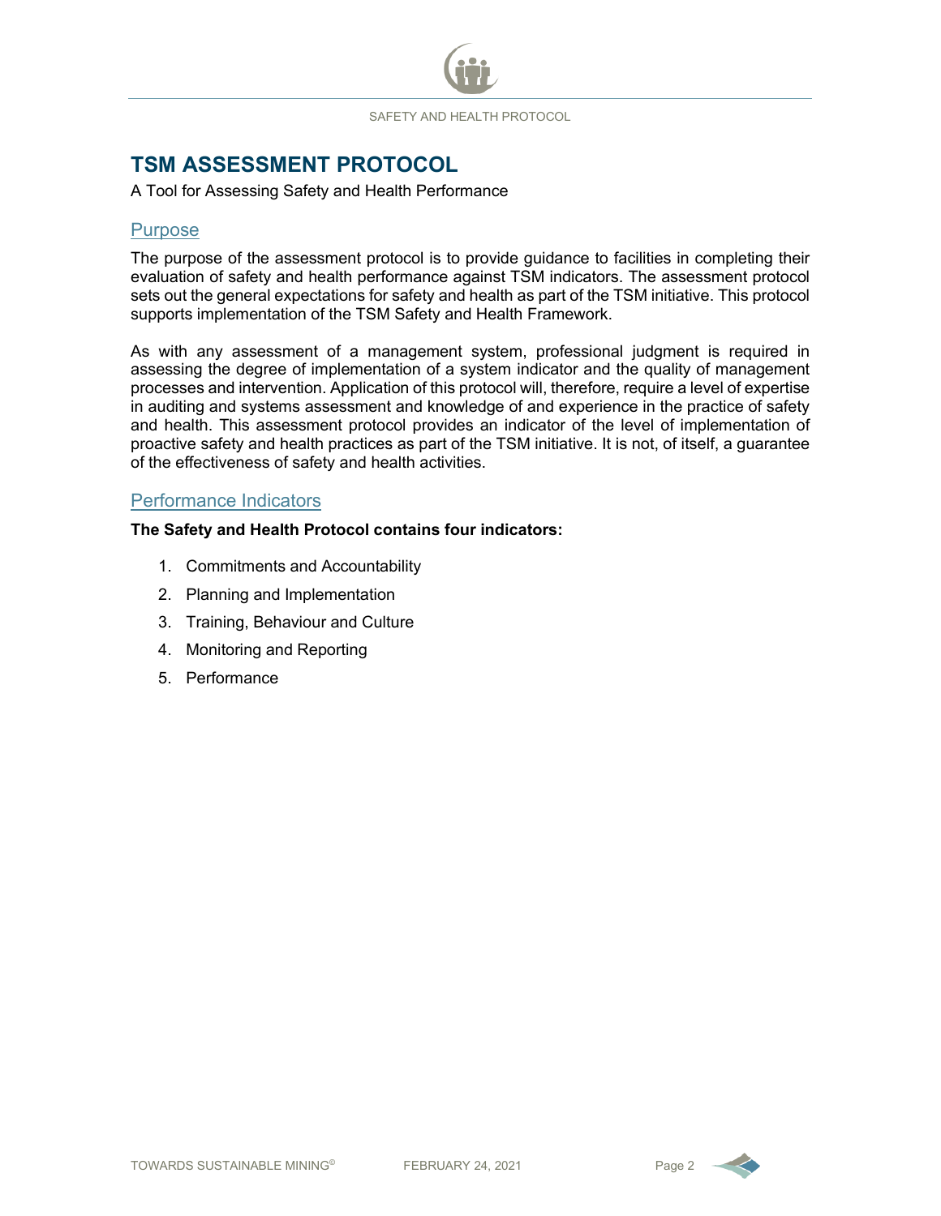# TSM ASSESSMENT PROTOCOL

A Tool for Assessing Safety and Health Performance

## Purpose

The purpose of the assessment protocol is to provide guidance to facilities in completing their evaluation of safety and health performance against TSM indicators. The assessment protocol sets out the general expectations for safety and health as part of the TSM initiative. This protocol supports implementation of the TSM Safety and Health Framework.

As with any assessment of a management system, professional judgment is required in assessing the degree of implementation of a system indicator and the quality of management processes and intervention. Application of this protocol will, therefore, require a level of expertise in auditing and systems assessment and knowledge of and experience in the practice of safety and health. This assessment protocol provides an indicator of the level of implementation of proactive safety and health practices as part of the TSM initiative. It is not, of itself, a guarantee of the effectiveness of safety and health activities.

## Performance Indicators

**The Safety and Health Protocol contains four indicators:**

1. Commitments and Accountability
2. Planning and Implementation
3. Training, Behaviour and Culture
4. Monitoring and Reporting
5. Performance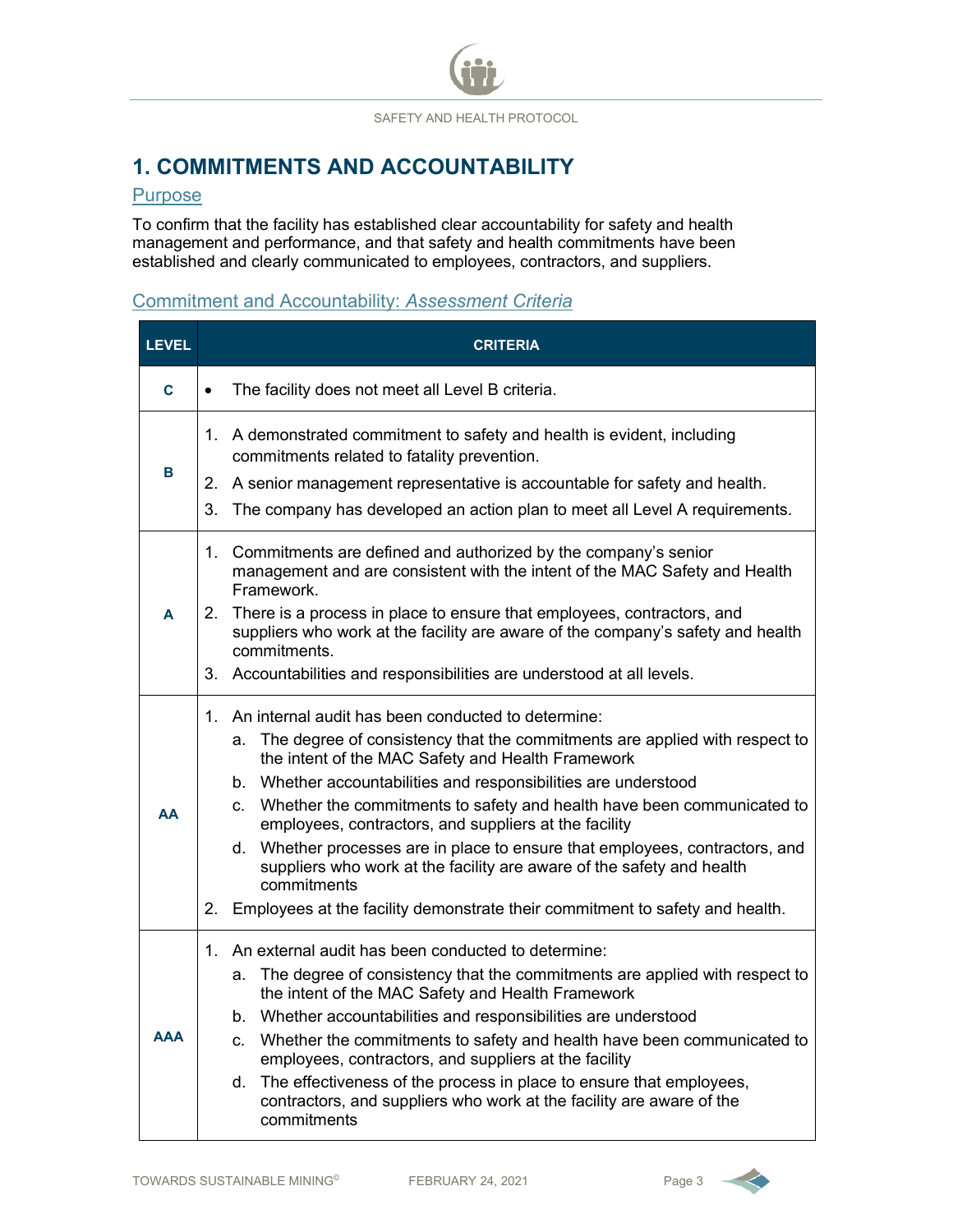# 1. COMMITMENTS AND ACCOUNTABILITY

## Purpose

To confirm that the facility has established clear accountability for safety and health management and performance, and that safety and health commitments have been established and clearly communicated to employees, contractors, and suppliers.

## Commitment and Accountability: *Assessment Criteria*

| LEVEL | CRITERIA |
|---|---|
| **C** | • The facility does not meet all Level B criteria. |
| **B** | 1. A demonstrated commitment to safety and health is evident, including commitments related to fatality prevention.<br>2. A senior management representative is accountable for safety and health.<br>3. The company has developed an action plan to meet all Level A requirements. |
| **A** | 1. Commitments are defined and authorized by the company's senior management and are consistent with the intent of the MAC Safety and Health Framework.<br>2. There is a process in place to ensure that employees, contractors, and suppliers who work at the facility are aware of the company's safety and health commitments.<br>3. Accountabilities and responsibilities are understood at all levels. |
| **AA** | 1. An internal audit has been conducted to determine:<br>a. The degree of consistency that the commitments are applied with respect to the intent of the MAC Safety and Health Framework<br>b. Whether accountabilities and responsibilities are understood<br>c. Whether the commitments to safety and health have been communicated to employees, contractors, and suppliers at the facility<br>d. Whether processes are in place to ensure that employees, contractors, and suppliers who work at the facility are aware of the safety and health commitments<br>2. Employees at the facility demonstrate their commitment to safety and health. |
| **AAA** | 1. An external audit has been conducted to determine:<br>a. The degree of consistency that the commitments are applied with respect to the intent of the MAC Safety and Health Framework<br>b. Whether accountabilities and responsibilities are understood<br>c. Whether the commitments to safety and health have been communicated to employees, contractors, and suppliers at the facility<br>d. The effectiveness of the process in place to ensure that employees, contractors, and suppliers who work at the facility are aware of the commitments |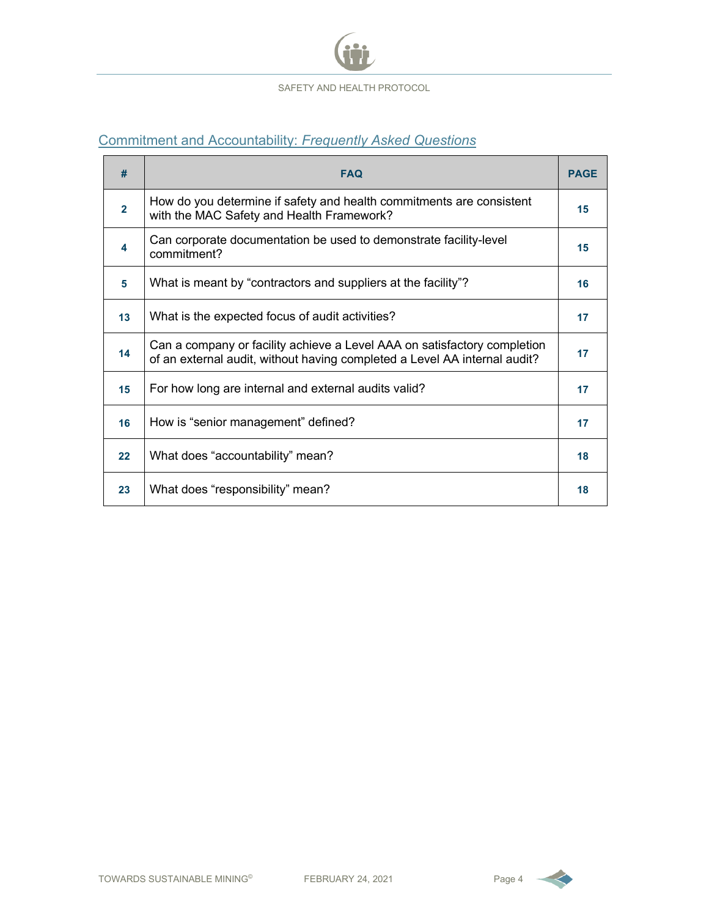## Commitment and Accountability: *Frequently Asked Questions*

| # | FAQ | PAGE |
|---|---|---|
| 2 | How do you determine if safety and health commitments are consistent with the MAC Safety and Health Framework? | 15 |
| 4 | Can corporate documentation be used to demonstrate facility-level commitment? | 15 |
| 5 | What is meant by “contractors and suppliers at the facility”? | 16 |
| 13 | What is the expected focus of audit activities? | 17 |
| 14 | Can a company or facility achieve a Level AAA on satisfactory completion of an external audit, without having completed a Level AA internal audit? | 17 |
| 15 | For how long are internal and external audits valid? | 17 |
| 16 | How is “senior management” defined? | 17 |
| 22 | What does “accountability” mean? | 18 |
| 23 | What does “responsibility” mean? | 18 |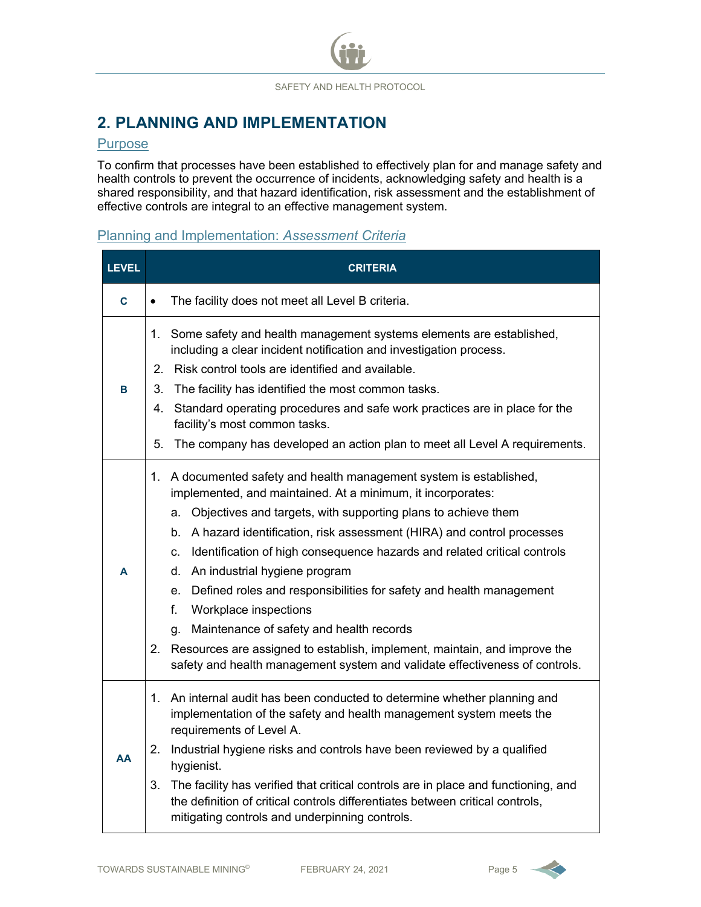## 2. PLANNING AND IMPLEMENTATION

### Purpose

To confirm that processes have been established to effectively plan for and manage safety and health controls to prevent the occurrence of incidents, acknowledging safety and health is a shared responsibility, and that hazard identification, risk assessment and the establishment of effective controls are integral to an effective management system.

### Planning and Implementation: *Assessment Criteria*

| LEVEL | CRITERIA |
|---|---|
| **C** | • The facility does not meet all Level B criteria. |
| **B** | 1. Some safety and health management systems elements are established, including a clear incident notification and investigation process.<br>2. Risk control tools are identified and available.<br>3. The facility has identified the most common tasks.<br>4. Standard operating procedures and safe work practices are in place for the facility's most common tasks.<br>5. The company has developed an action plan to meet all Level A requirements. |
| **A** | 1. A documented safety and health management system is established, implemented, and maintained. At a minimum, it incorporates:<br>a. Objectives and targets, with supporting plans to achieve them<br>b. A hazard identification, risk assessment (HIRA) and control processes<br>c. Identification of high consequence hazards and related critical controls<br>d. An industrial hygiene program<br>e. Defined roles and responsibilities for safety and health management<br>f. Workplace inspections<br>g. Maintenance of safety and health records<br>2. Resources are assigned to establish, implement, maintain, and improve the safety and health management system and validate effectiveness of controls. |
| **AA** | 1. An internal audit has been conducted to determine whether planning and implementation of the safety and health management system meets the requirements of Level A.<br>2. Industrial hygiene risks and controls have been reviewed by a qualified hygienist.<br>3. The facility has verified that critical controls are in place and functioning, and the definition of critical controls differentiates between critical controls, mitigating controls and underpinning controls. |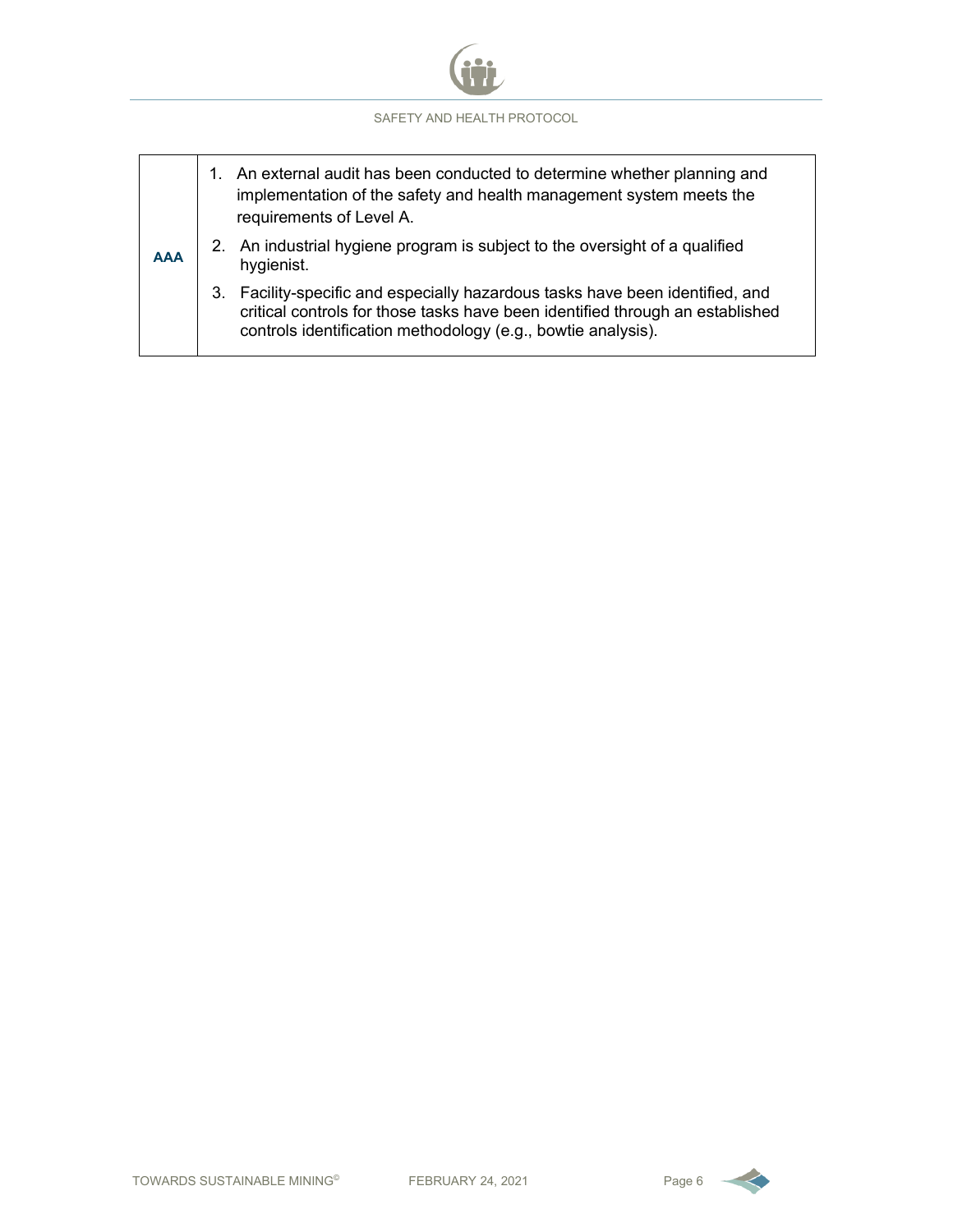| | |
|---|---|
| **AAA** | 1. An external audit has been conducted to determine whether planning and implementation of the safety and health management system meets the requirements of Level A.<br>2. An industrial hygiene program is subject to the oversight of a qualified hygienist.<br>3. Facility-specific and especially hazardous tasks have been identified, and critical controls for those tasks have been identified through an established controls identification methodology (e.g., bowtie analysis). |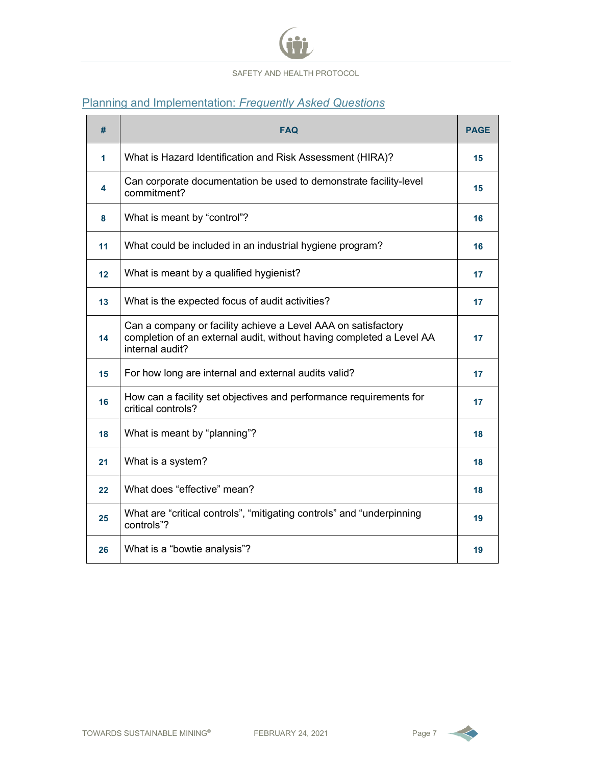## Planning and Implementation: *Frequently Asked Questions*

| # | FAQ | PAGE |
|---|---|---|
| 1 | What is Hazard Identification and Risk Assessment (HIRA)? | 15 |
| 4 | Can corporate documentation be used to demonstrate facility-level commitment? | 15 |
| 8 | What is meant by “control”? | 16 |
| 11 | What could be included in an industrial hygiene program? | 16 |
| 12 | What is meant by a qualified hygienist? | 17 |
| 13 | What is the expected focus of audit activities? | 17 |
| 14 | Can a company or facility achieve a Level AAA on satisfactory completion of an external audit, without having completed a Level AA internal audit? | 17 |
| 15 | For how long are internal and external audits valid? | 17 |
| 16 | How can a facility set objectives and performance requirements for critical controls? | 17 |
| 18 | What is meant by “planning”? | 18 |
| 21 | What is a system? | 18 |
| 22 | What does “effective” mean? | 18 |
| 25 | What are “critical controls”, “mitigating controls” and “underpinning controls”? | 19 |
| 26 | What is a “bowtie analysis”? | 19 |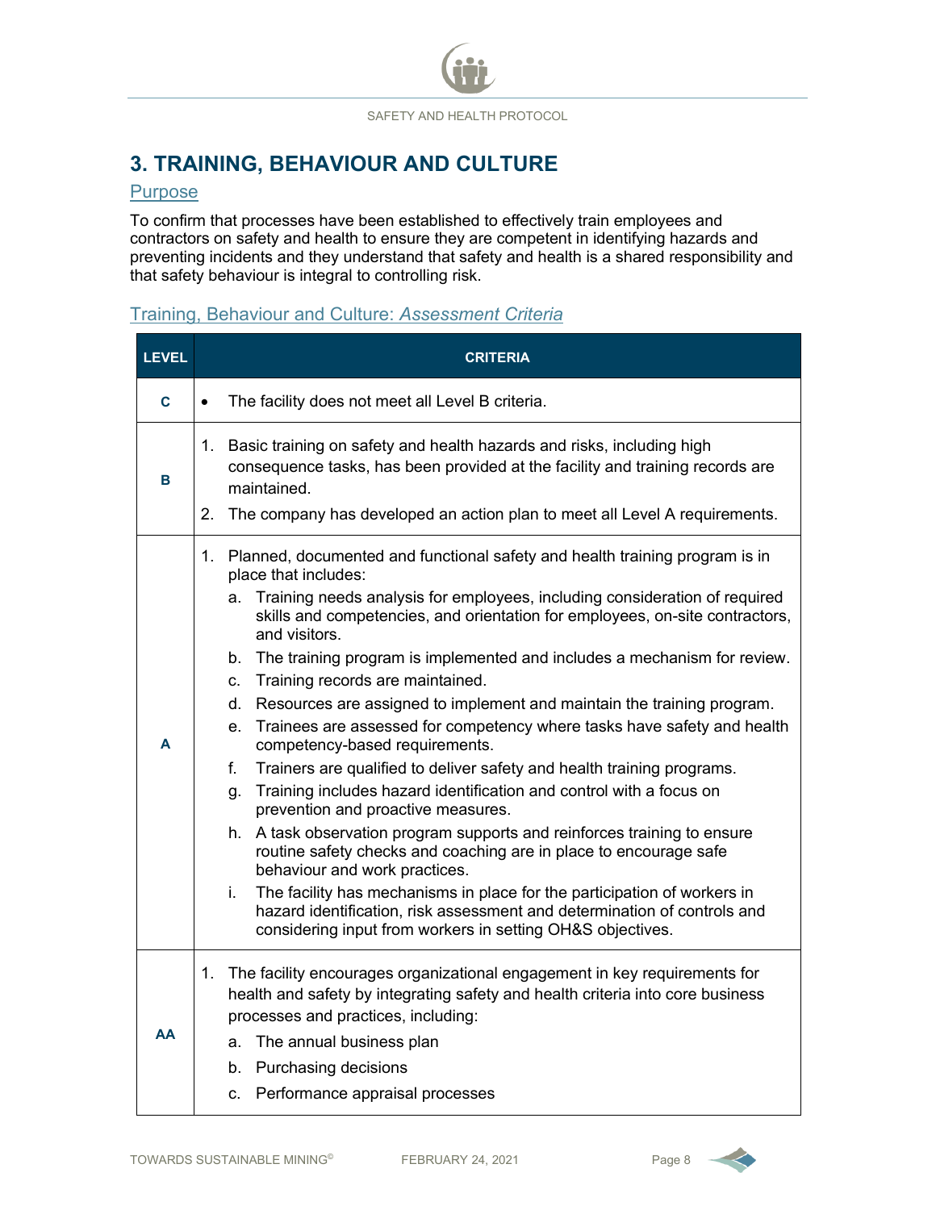## 3. TRAINING, BEHAVIOUR AND CULTURE

### Purpose

To confirm that processes have been established to effectively train employees and contractors on safety and health to ensure they are competent in identifying hazards and preventing incidents and they understand that safety and health is a shared responsibility and that safety behaviour is integral to controlling risk.

### Training, Behaviour and Culture: *Assessment Criteria*

| LEVEL | CRITERIA |
|---|---|
| **C** | • The facility does not meet all Level B criteria. |
| **B** | 1. Basic training on safety and health hazards and risks, including high consequence tasks, has been provided at the facility and training records are maintained.<br>2. The company has developed an action plan to meet all Level A requirements. |
| **A** | 1. Planned, documented and functional safety and health training program is in place that includes:<br>a. Training needs analysis for employees, including consideration of required skills and competencies, and orientation for employees, on-site contractors, and visitors.<br>b. The training program is implemented and includes a mechanism for review.<br>c. Training records are maintained.<br>d. Resources are assigned to implement and maintain the training program.<br>e. Trainees are assessed for competency where tasks have safety and health competency-based requirements.<br>f. Trainers are qualified to deliver safety and health training programs.<br>g. Training includes hazard identification and control with a focus on prevention and proactive measures.<br>h. A task observation program supports and reinforces training to ensure routine safety checks and coaching are in place to encourage safe behaviour and work practices.<br>i. The facility has mechanisms in place for the participation of workers in hazard identification, risk assessment and determination of controls and considering input from workers in setting OH&S objectives. |
| **AA** | 1. The facility encourages organizational engagement in key requirements for health and safety by integrating safety and health criteria into core business processes and practices, including:<br>a. The annual business plan<br>b. Purchasing decisions<br>c. Performance appraisal processes |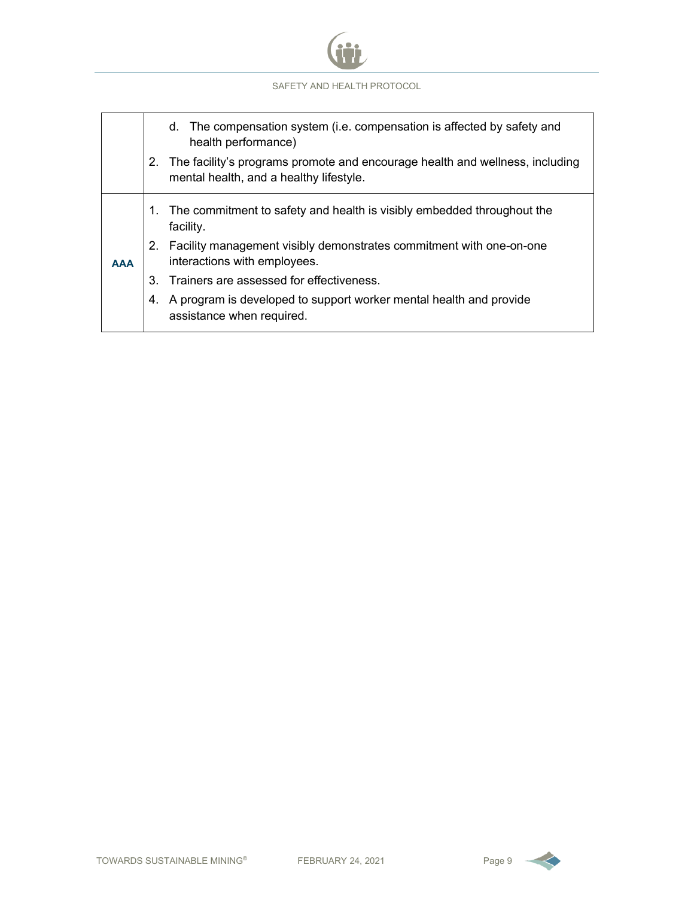| | |
|---|---|
| | d. The compensation system (i.e. compensation is affected by safety and health performance)<br>2. The facility's programs promote and encourage health and wellness, including mental health, and a healthy lifestyle. |
| **AAA** | 1. The commitment to safety and health is visibly embedded throughout the facility.<br>2. Facility management visibly demonstrates commitment with one-on-one interactions with employees.<br>3. Trainers are assessed for effectiveness.<br>4. A program is developed to support worker mental health and provide assistance when required. |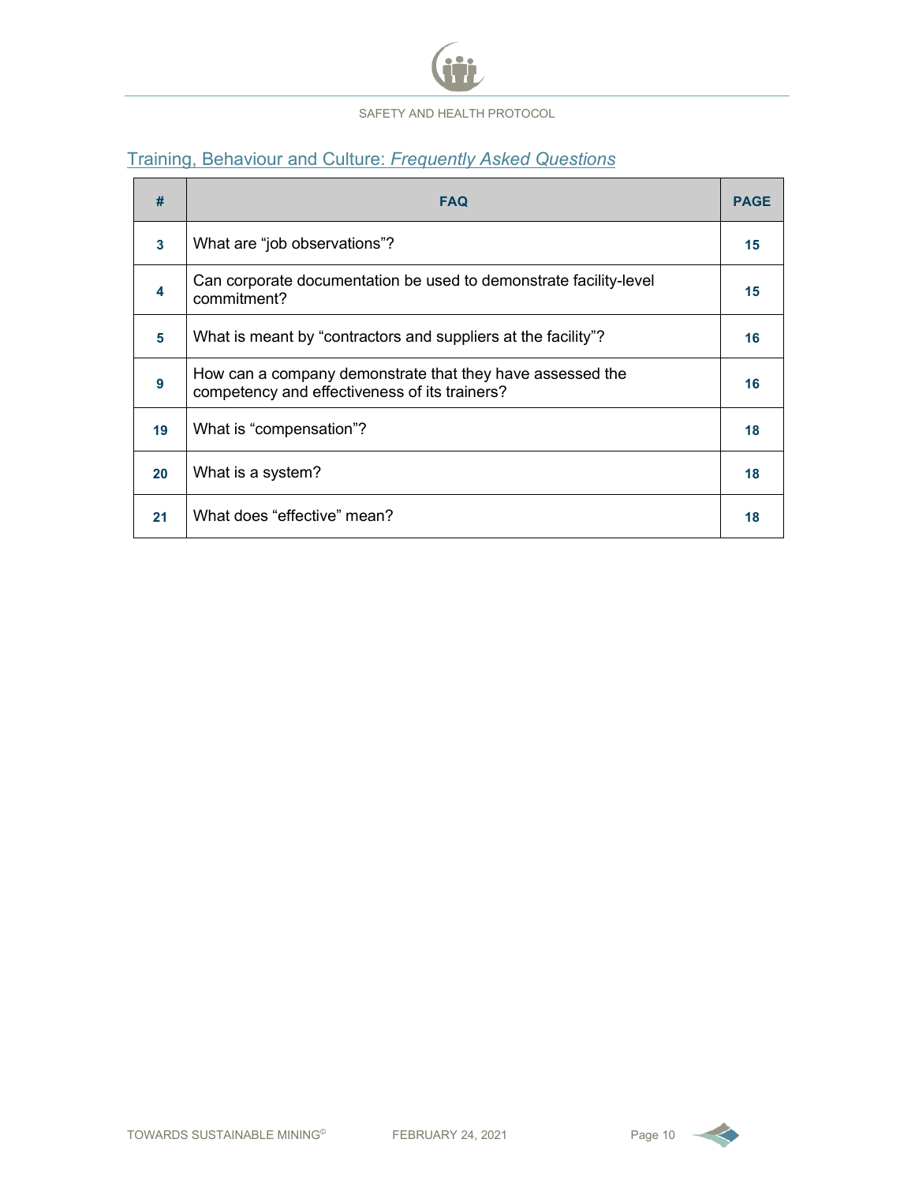## Training, Behaviour and Culture: *Frequently Asked Questions*

| # | FAQ | PAGE |
|---|---|---|
| 3 | What are "job observations"? | 15 |
| 4 | Can corporate documentation be used to demonstrate facility-level commitment? | 15 |
| 5 | What is meant by "contractors and suppliers at the facility"? | 16 |
| 9 | How can a company demonstrate that they have assessed the competency and effectiveness of its trainers? | 16 |
| 19 | What is "compensation"? | 18 |
| 20 | What is a system? | 18 |
| 21 | What does "effective" mean? | 18 |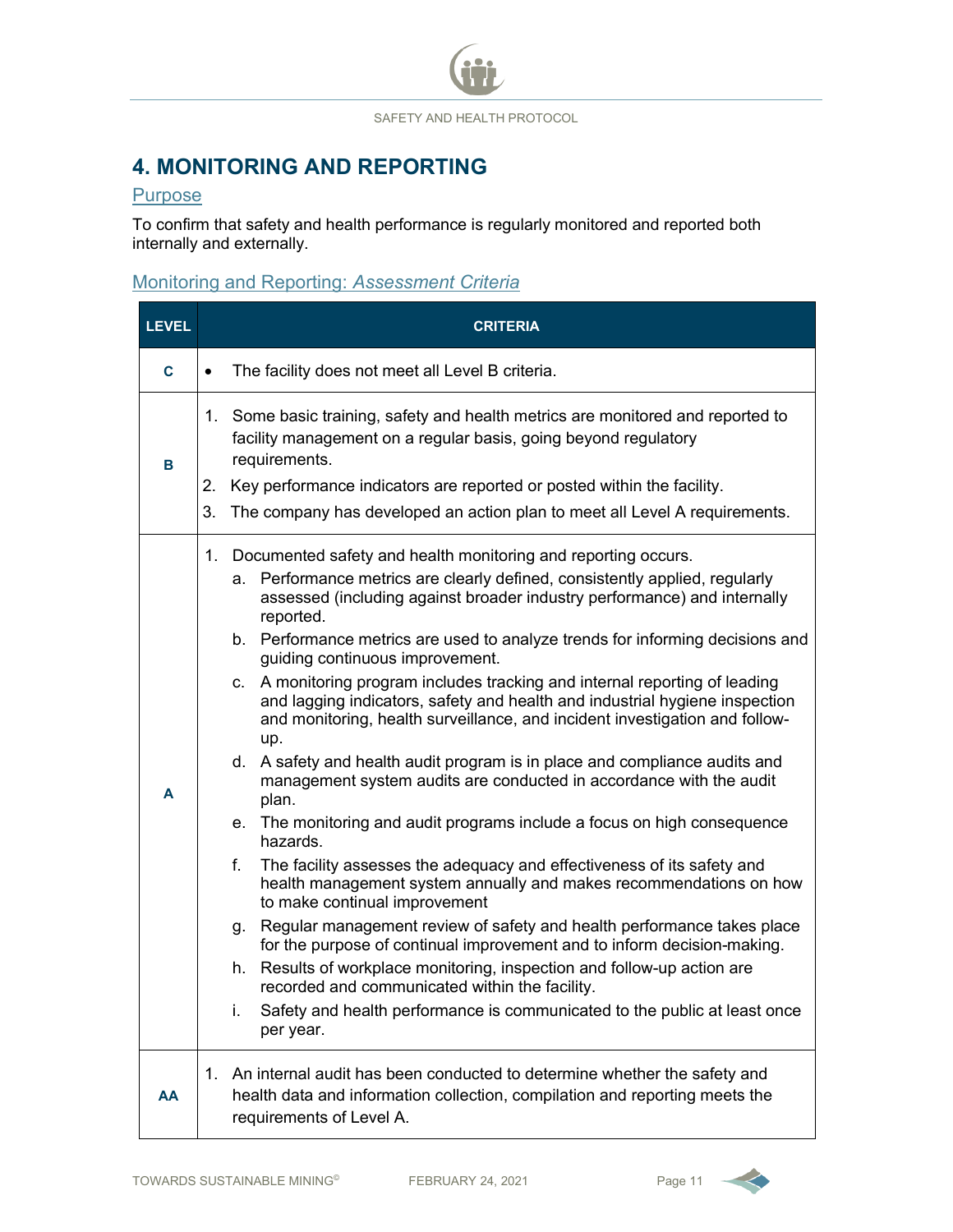## 4. MONITORING AND REPORTING

### Purpose

To confirm that safety and health performance is regularly monitored and reported both internally and externally.

### Monitoring and Reporting: *Assessment Criteria*

| LEVEL | CRITERIA |
|---|---|
| **C** | • The facility does not meet all Level B criteria. |
| **B** | 1. Some basic training, safety and health metrics are monitored and reported to facility management on a regular basis, going beyond regulatory requirements.<br>2. Key performance indicators are reported or posted within the facility.<br>3. The company has developed an action plan to meet all Level A requirements. |
| **A** | 1. Documented safety and health monitoring and reporting occurs.<br>a. Performance metrics are clearly defined, consistently applied, regularly assessed (including against broader industry performance) and internally reported.<br>b. Performance metrics are used to analyze trends for informing decisions and guiding continuous improvement.<br>c. A monitoring program includes tracking and internal reporting of leading and lagging indicators, safety and health and industrial hygiene inspection and monitoring, health surveillance, and incident investigation and follow-up.<br>d. A safety and health audit program is in place and compliance audits and management system audits are conducted in accordance with the audit plan.<br>e. The monitoring and audit programs include a focus on high consequence hazards.<br>f. The facility assesses the adequacy and effectiveness of its safety and health management system annually and makes recommendations on how to make continual improvement<br>g. Regular management review of safety and health performance takes place for the purpose of continual improvement and to inform decision-making.<br>h. Results of workplace monitoring, inspection and follow-up action are recorded and communicated within the facility.<br>i. Safety and health performance is communicated to the public at least once per year. |
| **AA** | 1. An internal audit has been conducted to determine whether the safety and health data and information collection, compilation and reporting meets the requirements of Level A. |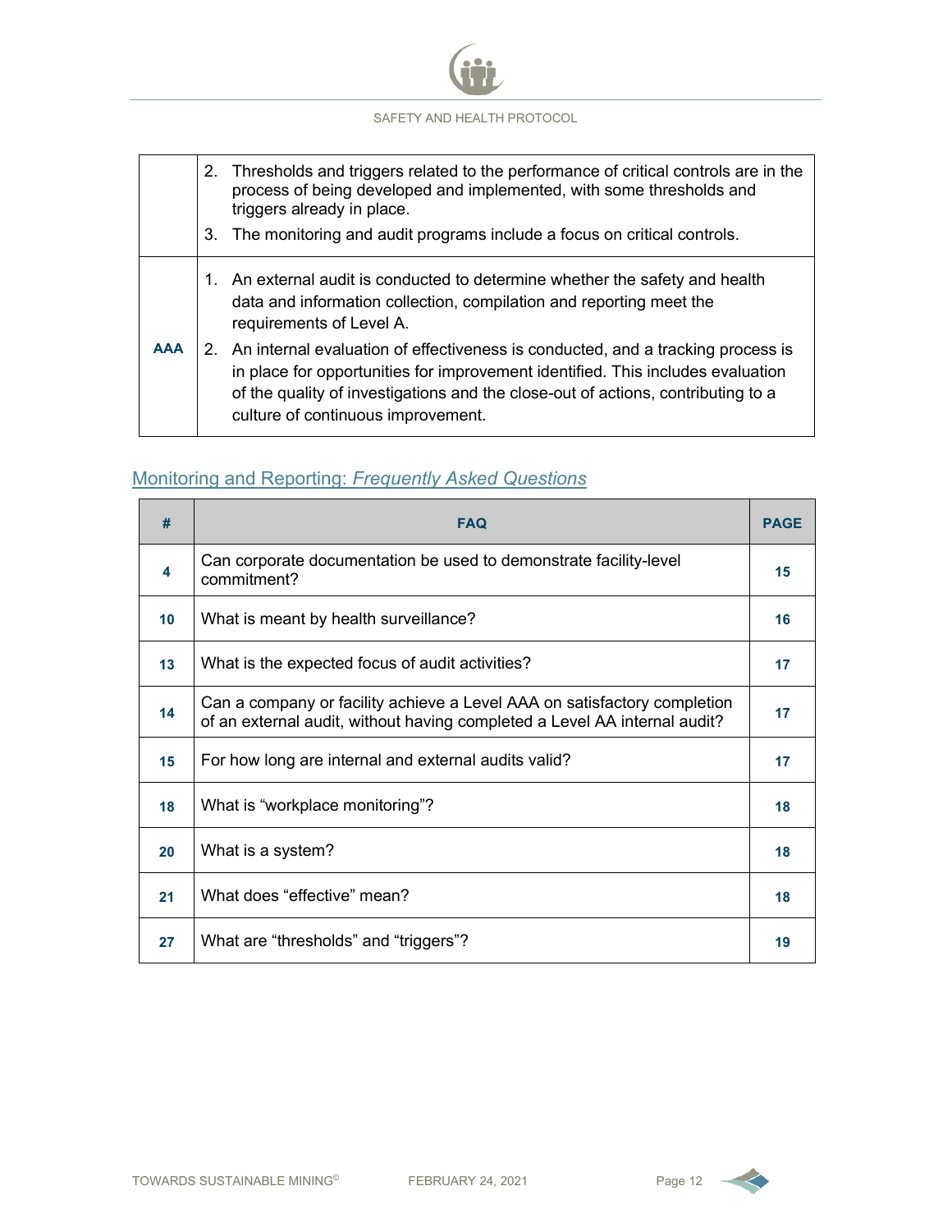| | |
|---|---|
| | 2. Thresholds and triggers related to the performance of critical controls are in the process of being developed and implemented, with some thresholds and triggers already in place.<br>3. The monitoring and audit programs include a focus on critical controls. |
| **AAA** | 1. An external audit is conducted to determine whether the safety and health data and information collection, compilation and reporting meet the requirements of Level A.<br>2. An internal evaluation of effectiveness is conducted, and a tracking process is in place for opportunities for improvement identified. This includes evaluation of the quality of investigations and the close-out of actions, contributing to a culture of continuous improvement. |

## Monitoring and Reporting: *Frequently Asked Questions*

| # | FAQ | PAGE |
|---|---|---|
| 4 | Can corporate documentation be used to demonstrate facility-level commitment? | 15 |
| 10 | What is meant by health surveillance? | 16 |
| 13 | What is the expected focus of audit activities? | 17 |
| 14 | Can a company or facility achieve a Level AAA on satisfactory completion of an external audit, without having completed a Level AA internal audit? | 17 |
| 15 | For how long are internal and external audits valid? | 17 |
| 18 | What is “workplace monitoring”? | 18 |
| 20 | What is a system? | 18 |
| 21 | What does “effective” mean? | 18 |
| 27 | What are “thresholds” and “triggers”? | 19 |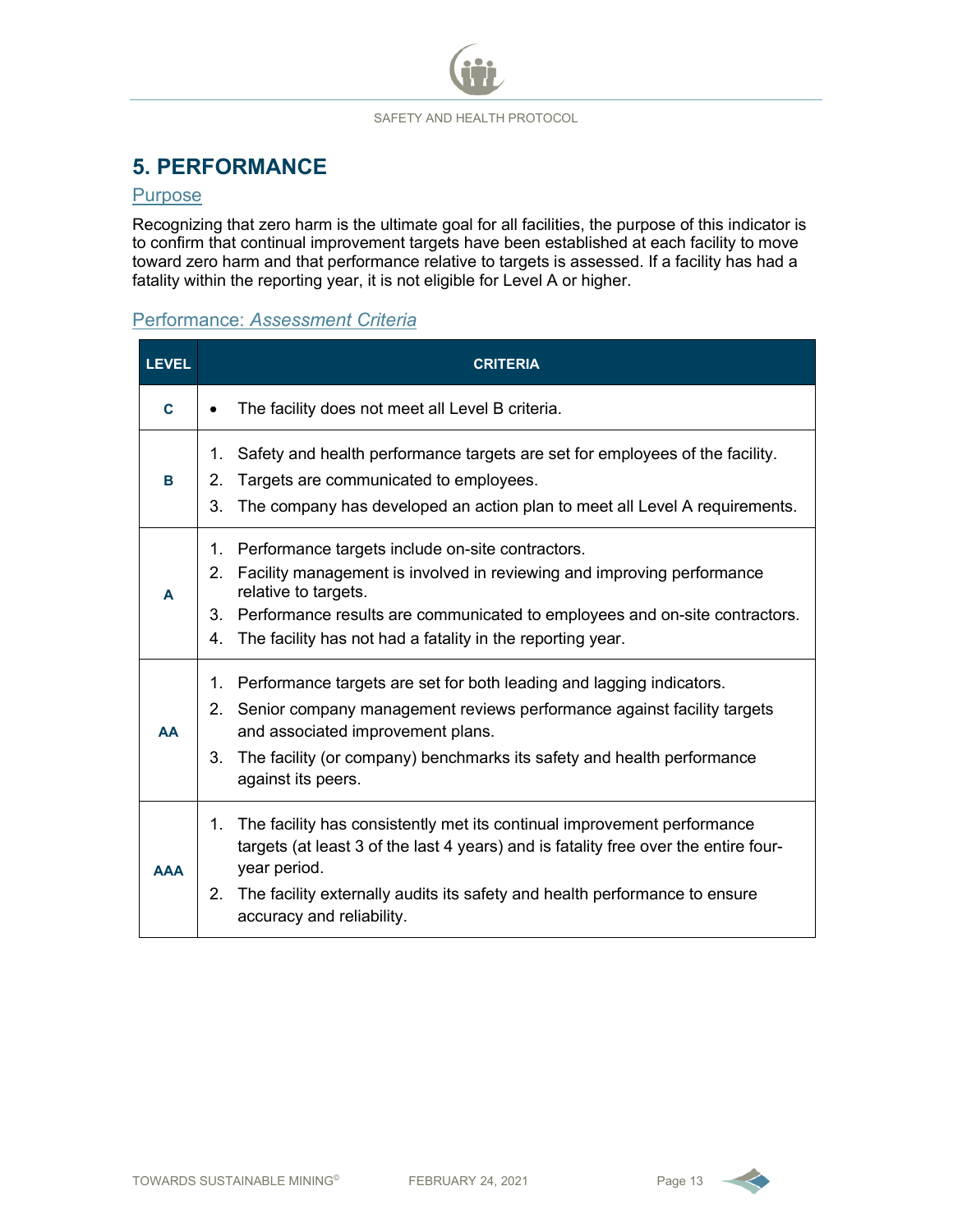## 5. PERFORMANCE

### Purpose

Recognizing that zero harm is the ultimate goal for all facilities, the purpose of this indicator is to confirm that continual improvement targets have been established at each facility to move toward zero harm and that performance relative to targets is assessed. If a facility has had a fatality within the reporting year, it is not eligible for Level A or higher.

### Performance: *Assessment Criteria*

| LEVEL | CRITERIA |
|---|---|
| **C** | • The facility does not meet all Level B criteria. |
| **B** | 1. Safety and health performance targets are set for employees of the facility.<br>2. Targets are communicated to employees.<br>3. The company has developed an action plan to meet all Level A requirements. |
| **A** | 1. Performance targets include on-site contractors.<br>2. Facility management is involved in reviewing and improving performance relative to targets.<br>3. Performance results are communicated to employees and on-site contractors.<br>4. The facility has not had a fatality in the reporting year. |
| **AA** | 1. Performance targets are set for both leading and lagging indicators.<br>2. Senior company management reviews performance against facility targets and associated improvement plans.<br>3. The facility (or company) benchmarks its safety and health performance against its peers. |
| **AAA** | 1. The facility has consistently met its continual improvement performance targets (at least 3 of the last 4 years) and is fatality free over the entire four-year period.<br>2. The facility externally audits its safety and health performance to ensure accuracy and reliability. |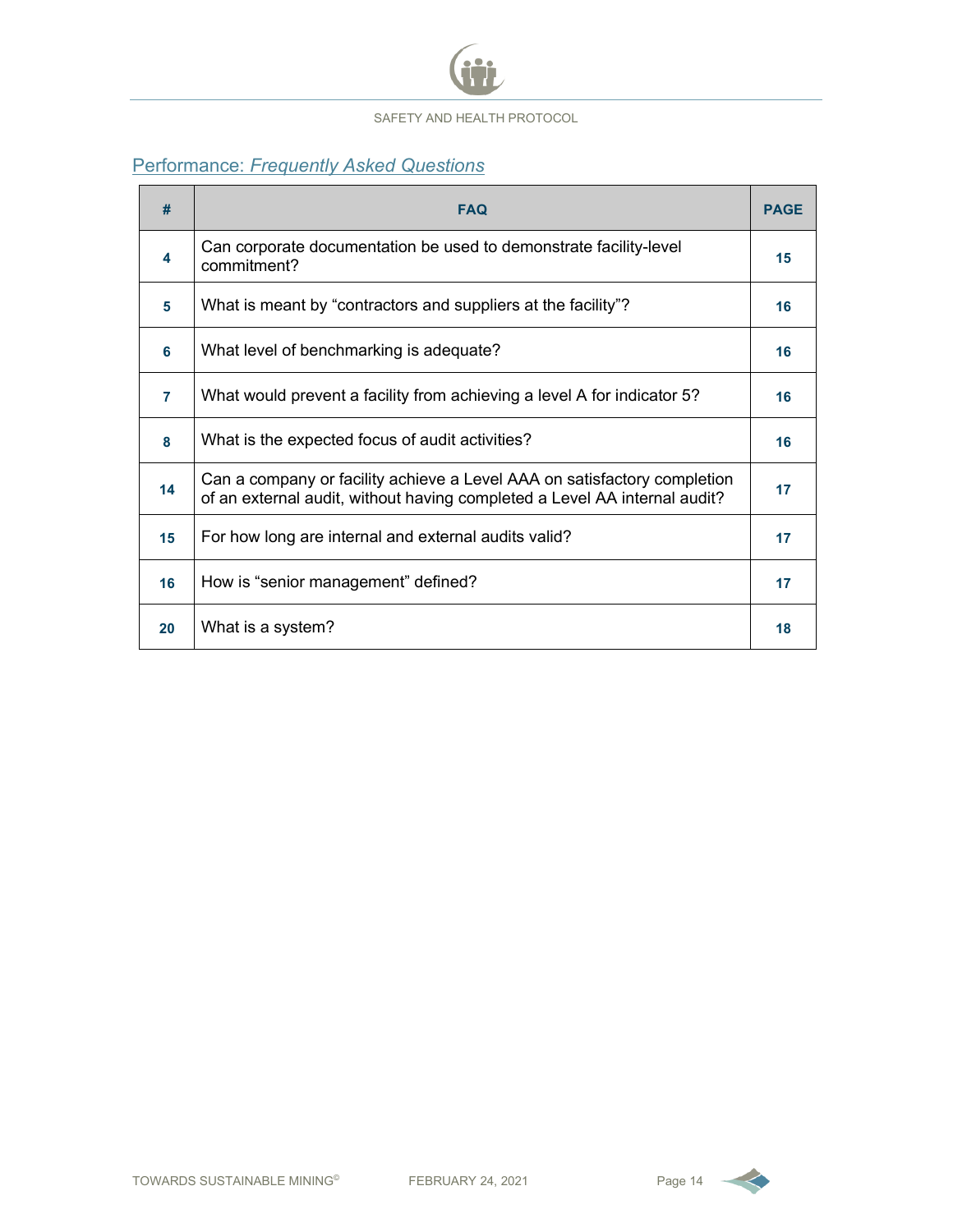## Performance: *Frequently Asked Questions*

| # | FAQ | PAGE |
|---|---|---|
| 4 | Can corporate documentation be used to demonstrate facility-level commitment? | 15 |
| 5 | What is meant by "contractors and suppliers at the facility"? | 16 |
| 6 | What level of benchmarking is adequate? | 16 |
| 7 | What would prevent a facility from achieving a level A for indicator 5? | 16 |
| 8 | What is the expected focus of audit activities? | 16 |
| 14 | Can a company or facility achieve a Level AAA on satisfactory completion of an external audit, without having completed a Level AA internal audit? | 17 |
| 15 | For how long are internal and external audits valid? | 17 |
| 16 | How is "senior management" defined? | 17 |
| 20 | What is a system? | 18 |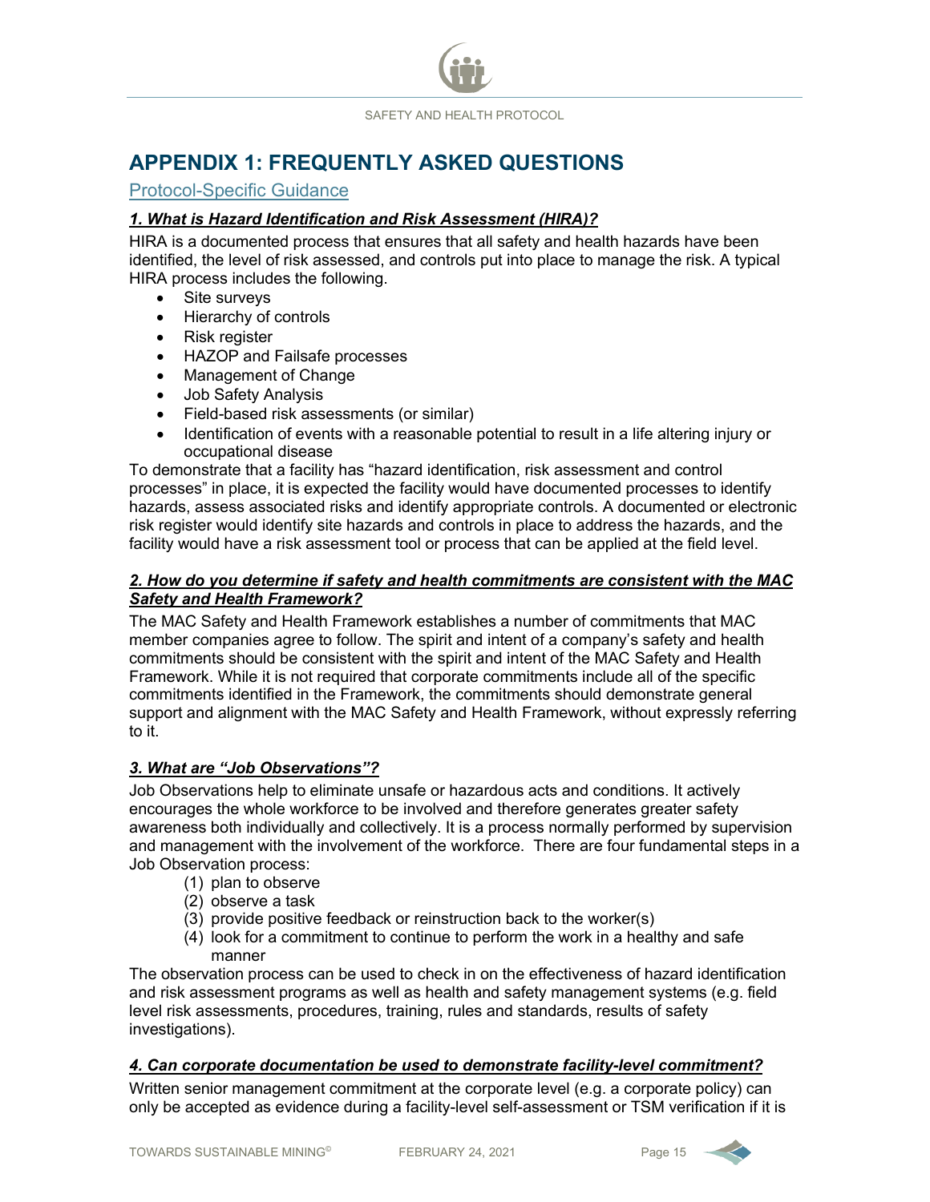# APPENDIX 1: FREQUENTLY ASKED QUESTIONS

## Protocol-Specific Guidance

### *1. What is Hazard Identification and Risk Assessment (HIRA)?*

HIRA is a documented process that ensures that all safety and health hazards have been identified, the level of risk assessed, and controls put into place to manage the risk. A typical HIRA process includes the following.

- Site surveys
- Hierarchy of controls
- Risk register
- HAZOP and Failsafe processes
- Management of Change
- Job Safety Analysis
- Field-based risk assessments (or similar)
- Identification of events with a reasonable potential to result in a life altering injury or occupational disease

To demonstrate that a facility has "hazard identification, risk assessment and control processes" in place, it is expected the facility would have documented processes to identify hazards, assess associated risks and identify appropriate controls. A documented or electronic risk register would identify site hazards and controls in place to address the hazards, and the facility would have a risk assessment tool or process that can be applied at the field level.

### *2. How do you determine if safety and health commitments are consistent with the MAC Safety and Health Framework?*

The MAC Safety and Health Framework establishes a number of commitments that MAC member companies agree to follow. The spirit and intent of a company's safety and health commitments should be consistent with the spirit and intent of the MAC Safety and Health Framework. While it is not required that corporate commitments include all of the specific commitments identified in the Framework, the commitments should demonstrate general support and alignment with the MAC Safety and Health Framework, without expressly referring to it.

### *3. What are "Job Observations"?*

Job Observations help to eliminate unsafe or hazardous acts and conditions. It actively encourages the whole workforce to be involved and therefore generates greater safety awareness both individually and collectively. It is a process normally performed by supervision and management with the involvement of the workforce. There are four fundamental steps in a Job Observation process:

(1) plan to observe
(2) observe a task
(3) provide positive feedback or reinstruction back to the worker(s)
(4) look for a commitment to continue to perform the work in a healthy and safe manner

The observation process can be used to check in on the effectiveness of hazard identification and risk assessment programs as well as health and safety management systems (e.g. field level risk assessments, procedures, training, rules and standards, results of safety investigations).

### *4. Can corporate documentation be used to demonstrate facility-level commitment?*

Written senior management commitment at the corporate level (e.g. a corporate policy) can only be accepted as evidence during a facility-level self-assessment or TSM verification if it is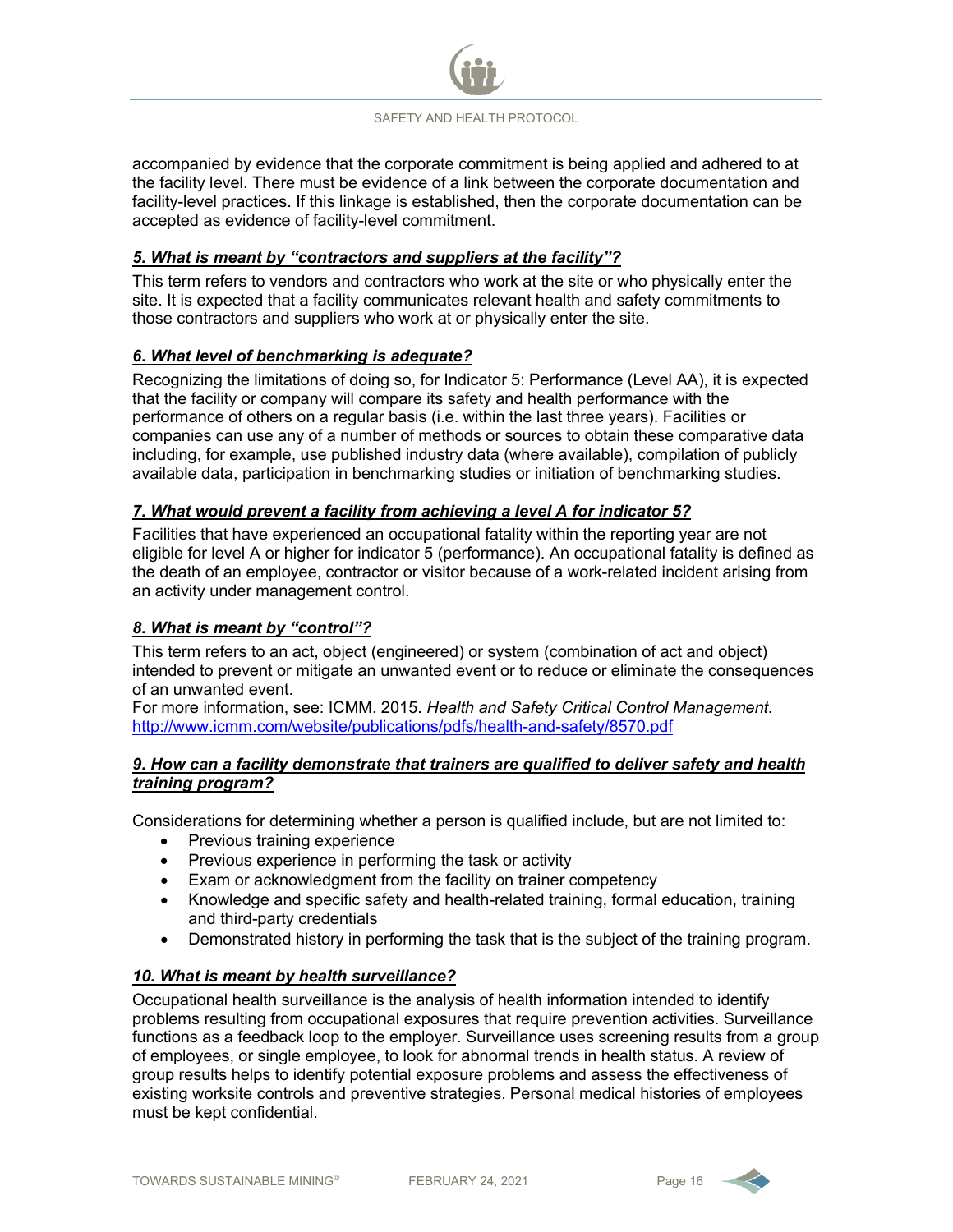accompanied by evidence that the corporate commitment is being applied and adhered to at the facility level. There must be evidence of a link between the corporate documentation and facility-level practices. If this linkage is established, then the corporate documentation can be accepted as evidence of facility-level commitment.

### *5. What is meant by "contractors and suppliers at the facility"?*

This term refers to vendors and contractors who work at the site or who physically enter the site. It is expected that a facility communicates relevant health and safety commitments to those contractors and suppliers who work at or physically enter the site.

### *6. What level of benchmarking is adequate?*

Recognizing the limitations of doing so, for Indicator 5: Performance (Level AA), it is expected that the facility or company will compare its safety and health performance with the performance of others on a regular basis (i.e. within the last three years). Facilities or companies can use any of a number of methods or sources to obtain these comparative data including, for example, use published industry data (where available), compilation of publicly available data, participation in benchmarking studies or initiation of benchmarking studies.

### *7. What would prevent a facility from achieving a level A for indicator 5?*

Facilities that have experienced an occupational fatality within the reporting year are not eligible for level A or higher for indicator 5 (performance). An occupational fatality is defined as the death of an employee, contractor or visitor because of a work-related incident arising from an activity under management control.

### *8. What is meant by "control"?*

This term refers to an act, object (engineered) or system (combination of act and object) intended to prevent or mitigate an unwanted event or to reduce or eliminate the consequences of an unwanted event.

For more information, see: ICMM. 2015. *Health and Safety Critical Control Management.* http://www.icmm.com/website/publications/pdfs/health-and-safety/8570.pdf

### *9. How can a facility demonstrate that trainers are qualified to deliver safety and health training program?*

Considerations for determining whether a person is qualified include, but are not limited to:

- Previous training experience
- Previous experience in performing the task or activity
- Exam or acknowledgment from the facility on trainer competency
- Knowledge and specific safety and health-related training, formal education, training and third-party credentials
- Demonstrated history in performing the task that is the subject of the training program.

### *10. What is meant by health surveillance?*

Occupational health surveillance is the analysis of health information intended to identify problems resulting from occupational exposures that require prevention activities. Surveillance functions as a feedback loop to the employer. Surveillance uses screening results from a group of employees, or single employee, to look for abnormal trends in health status. A review of group results helps to identify potential exposure problems and assess the effectiveness of existing worksite controls and preventive strategies. Personal medical histories of employees must be kept confidential.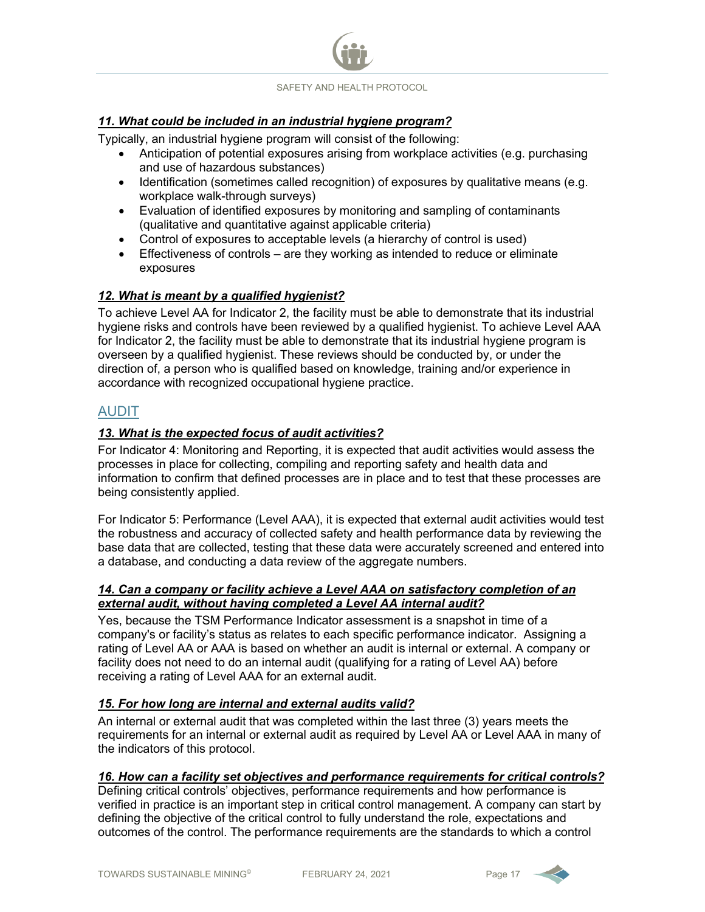#### ***11. What could be included in an industrial hygiene program?***

Typically, an industrial hygiene program will consist of the following:

- Anticipation of potential exposures arising from workplace activities (e.g. purchasing and use of hazardous substances)
- Identification (sometimes called recognition) of exposures by qualitative means (e.g. workplace walk-through surveys)
- Evaluation of identified exposures by monitoring and sampling of contaminants (qualitative and quantitative against applicable criteria)
- Control of exposures to acceptable levels (a hierarchy of control is used)
- Effectiveness of controls – are they working as intended to reduce or eliminate exposures

#### ***12. What is meant by a qualified hygienist?***

To achieve Level AA for Indicator 2, the facility must be able to demonstrate that its industrial hygiene risks and controls have been reviewed by a qualified hygienist. To achieve Level AAA for Indicator 2, the facility must be able to demonstrate that its industrial hygiene program is overseen by a qualified hygienist. These reviews should be conducted by, or under the direction of, a person who is qualified based on knowledge, training and/or experience in accordance with recognized occupational hygiene practice.

## AUDIT

#### ***13. What is the expected focus of audit activities?***

For Indicator 4: Monitoring and Reporting, it is expected that audit activities would assess the processes in place for collecting, compiling and reporting safety and health data and information to confirm that defined processes are in place and to test that these processes are being consistently applied.

For Indicator 5: Performance (Level AAA), it is expected that external audit activities would test the robustness and accuracy of collected safety and health performance data by reviewing the base data that are collected, testing that these data were accurately screened and entered into a database, and conducting a data review of the aggregate numbers.

#### ***14. Can a company or facility achieve a Level AAA on satisfactory completion of an external audit, without having completed a Level AA internal audit?***

Yes, because the TSM Performance Indicator assessment is a snapshot in time of a company's or facility's status as relates to each specific performance indicator. Assigning a rating of Level AA or AAA is based on whether an audit is internal or external. A company or facility does not need to do an internal audit (qualifying for a rating of Level AA) before receiving a rating of Level AAA for an external audit.

#### ***15. For how long are internal and external audits valid?***

An internal or external audit that was completed within the last three (3) years meets the requirements for an internal or external audit as required by Level AA or Level AAA in many of the indicators of this protocol.

#### ***16. How can a facility set objectives and performance requirements for critical controls?***

Defining critical controls' objectives, performance requirements and how performance is verified in practice is an important step in critical control management. A company can start by defining the objective of the critical control to fully understand the role, expectations and outcomes of the control. The performance requirements are the standards to which a control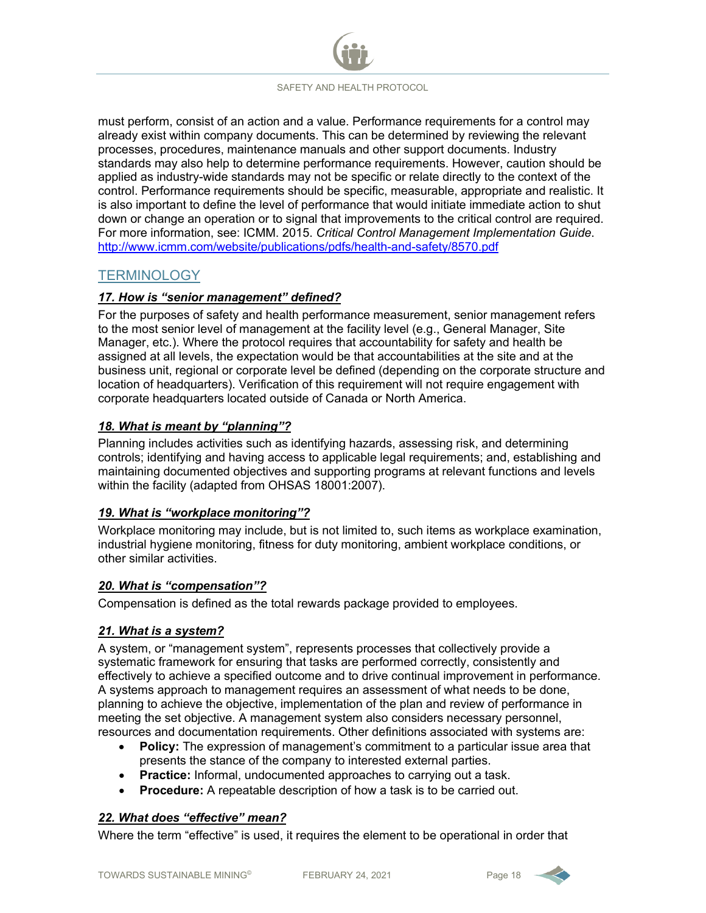must perform, consist of an action and a value. Performance requirements for a control may already exist within company documents. This can be determined by reviewing the relevant processes, procedures, maintenance manuals and other support documents. Industry standards may also help to determine performance requirements. However, caution should be applied as industry-wide standards may not be specific or relate directly to the context of the control. Performance requirements should be specific, measurable, appropriate and realistic. It is also important to define the level of performance that would initiate immediate action to shut down or change an operation or to signal that improvements to the critical control are required. For more information, see: ICMM. 2015. *Critical Control Management Implementation Guide*. http://www.icmm.com/website/publications/pdfs/health-and-safety/8570.pdf

## TERMINOLOGY

### *17. How is "senior management" defined?*

For the purposes of safety and health performance measurement, senior management refers to the most senior level of management at the facility level (e.g., General Manager, Site Manager, etc.). Where the protocol requires that accountability for safety and health be assigned at all levels, the expectation would be that accountabilities at the site and at the business unit, regional or corporate level be defined (depending on the corporate structure and location of headquarters). Verification of this requirement will not require engagement with corporate headquarters located outside of Canada or North America.

### *18. What is meant by "planning"?*

Planning includes activities such as identifying hazards, assessing risk, and determining controls; identifying and having access to applicable legal requirements; and, establishing and maintaining documented objectives and supporting programs at relevant functions and levels within the facility (adapted from OHSAS 18001:2007).

### *19. What is "workplace monitoring"?*

Workplace monitoring may include, but is not limited to, such items as workplace examination, industrial hygiene monitoring, fitness for duty monitoring, ambient workplace conditions, or other similar activities.

### *20. What is "compensation"?*

Compensation is defined as the total rewards package provided to employees.

### *21. What is a system?*

A system, or "management system", represents processes that collectively provide a systematic framework for ensuring that tasks are performed correctly, consistently and effectively to achieve a specified outcome and to drive continual improvement in performance. A systems approach to management requires an assessment of what needs to be done, planning to achieve the objective, implementation of the plan and review of performance in meeting the set objective. A management system also considers necessary personnel, resources and documentation requirements. Other definitions associated with systems are:

- **Policy:** The expression of management's commitment to a particular issue area that presents the stance of the company to interested external parties.
- **Practice:** Informal, undocumented approaches to carrying out a task.
- **Procedure:** A repeatable description of how a task is to be carried out.

### *22. What does "effective" mean?*

Where the term "effective" is used, it requires the element to be operational in order that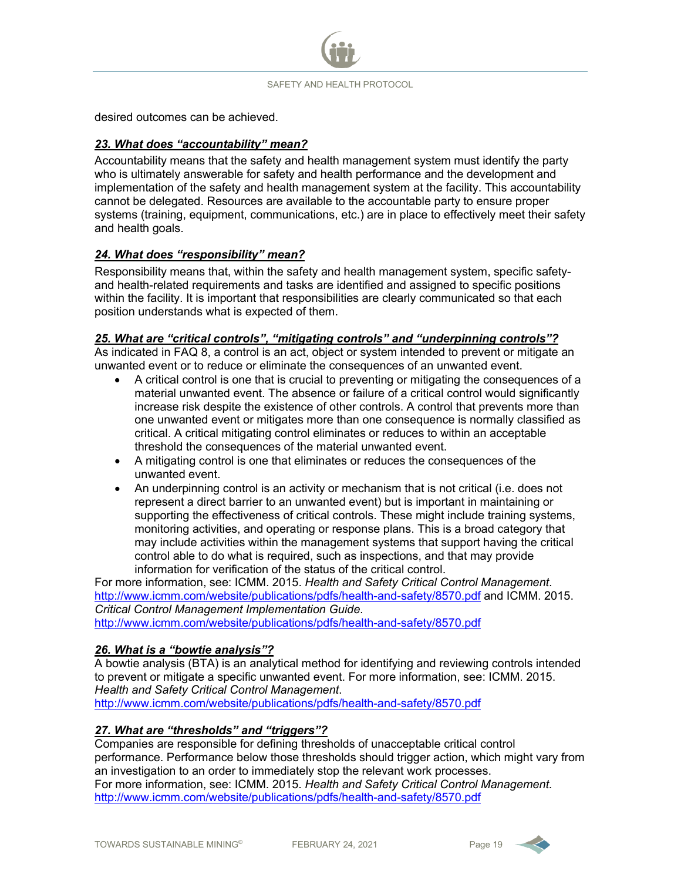desired outcomes can be achieved.

### ***23. What does "accountability" mean?***

Accountability means that the safety and health management system must identify the party who is ultimately answerable for safety and health performance and the development and implementation of the safety and health management system at the facility. This accountability cannot be delegated. Resources are available to the accountable party to ensure proper systems (training, equipment, communications, etc.) are in place to effectively meet their safety and health goals.

### ***24. What does "responsibility" mean?***

Responsibility means that, within the safety and health management system, specific safety- and health-related requirements and tasks are identified and assigned to specific positions within the facility. It is important that responsibilities are clearly communicated so that each position understands what is expected of them.

### ***25. What are "critical controls", "mitigating controls" and "underpinning controls"?***

As indicated in FAQ 8, a control is an act, object or system intended to prevent or mitigate an unwanted event or to reduce or eliminate the consequences of an unwanted event.

- A critical control is one that is crucial to preventing or mitigating the consequences of a material unwanted event. The absence or failure of a critical control would significantly increase risk despite the existence of other controls. A control that prevents more than one unwanted event or mitigates more than one consequence is normally classified as critical. A critical mitigating control eliminates or reduces to within an acceptable threshold the consequences of the material unwanted event.
- A mitigating control is one that eliminates or reduces the consequences of the unwanted event.
- An underpinning control is an activity or mechanism that is not critical (i.e. does not represent a direct barrier to an unwanted event) but is important in maintaining or supporting the effectiveness of critical controls. These might include training systems, monitoring activities, and operating or response plans. This is a broad category that may include activities within the management systems that support having the critical control able to do what is required, such as inspections, and that may provide information for verification of the status of the critical control.

For more information, see: ICMM. 2015. *Health and Safety Critical Control Management*. http://www.icmm.com/website/publications/pdfs/health-and-safety/8570.pdf and ICMM. 2015. *Critical Control Management Implementation Guide.* http://www.icmm.com/website/publications/pdfs/health-and-safety/8570.pdf

### ***26. What is a "bowtie analysis"?***

A bowtie analysis (BTA) is an analytical method for identifying and reviewing controls intended to prevent or mitigate a specific unwanted event. For more information, see: ICMM. 2015. *Health and Safety Critical Control Management*. http://www.icmm.com/website/publications/pdfs/health-and-safety/8570.pdf

### ***27. What are "thresholds" and "triggers"?***

Companies are responsible for defining thresholds of unacceptable critical control performance. Performance below those thresholds should trigger action, which might vary from an investigation to an order to immediately stop the relevant work processes.
For more information, see: ICMM. 2015. *Health and Safety Critical Control Management*. http://www.icmm.com/website/publications/pdfs/health-and-safety/8570.pdf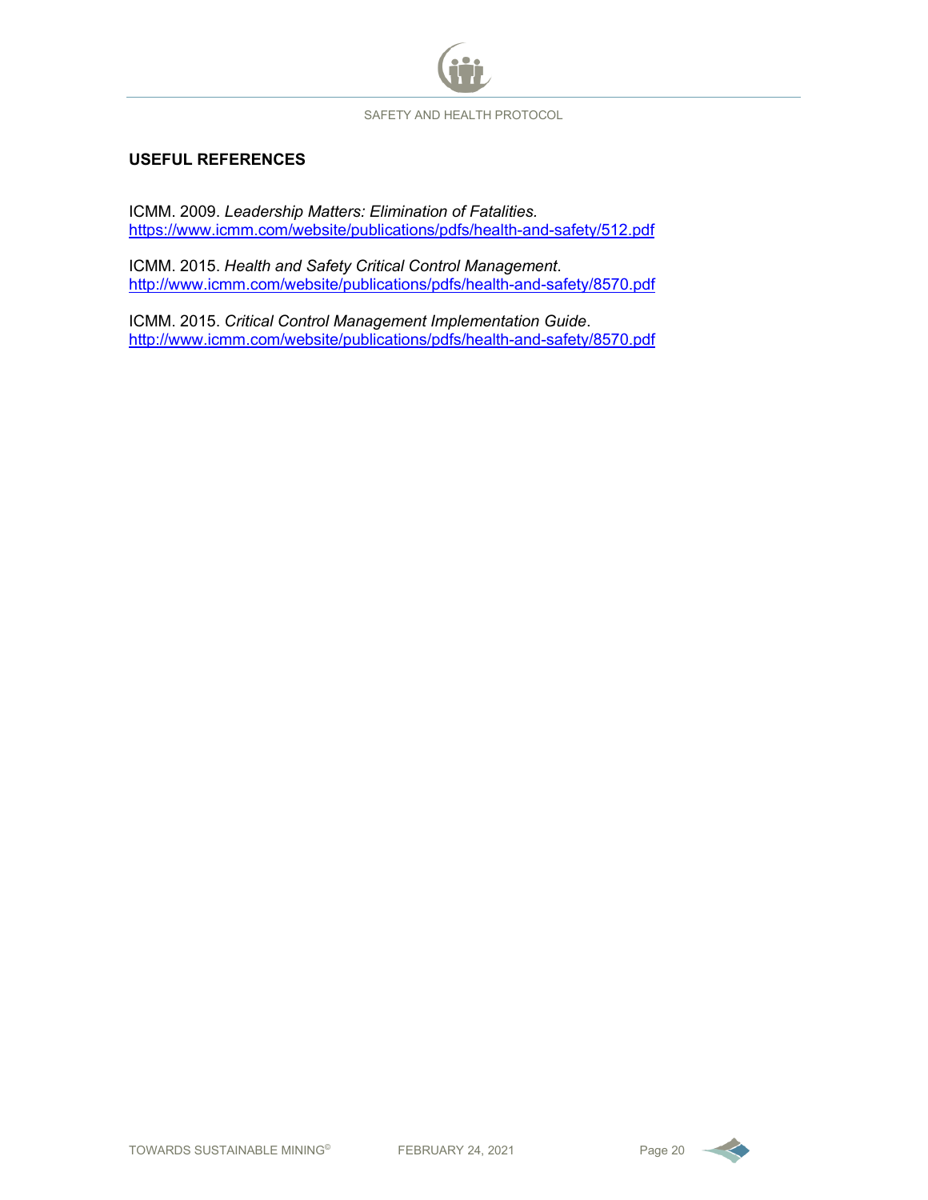## USEFUL REFERENCES

ICMM. 2009. *Leadership Matters: Elimination of Fatalities.*
https://www.icmm.com/website/publications/pdfs/health-and-safety/512.pdf

ICMM. 2015. *Health and Safety Critical Control Management*.
http://www.icmm.com/website/publications/pdfs/health-and-safety/8570.pdf

ICMM. 2015. *Critical Control Management Implementation Guide*.
http://www.icmm.com/website/publications/pdfs/health-and-safety/8570.pdf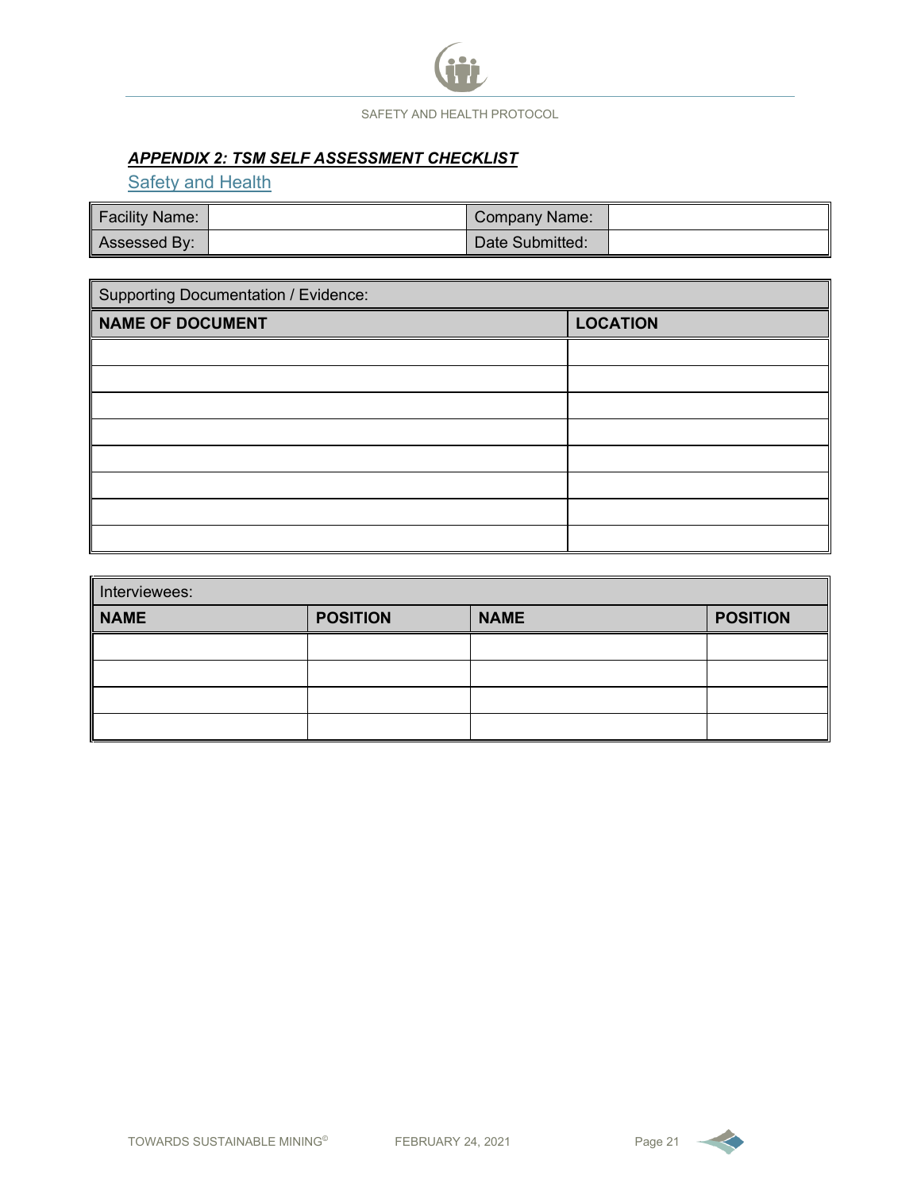## *APPENDIX 2: TSM SELF ASSESSMENT CHECKLIST*

### Safety and Health

| Facility Name: | | Company Name: | |
|---|---|---|---|
| Assessed By: | | Date Submitted: | |

| Supporting Documentation / Evidence: | |
|---|---|
| **NAME OF DOCUMENT** | **LOCATION** |
| | |
| | |
| | |
| | |
| | |
| | |
| | |
| | |

| Interviewees: | | | |
|---|---|---|---|
| **NAME** | **POSITION** | **NAME** | **POSITION** |
| | | | |
| | | | |
| | | | |
| | | | |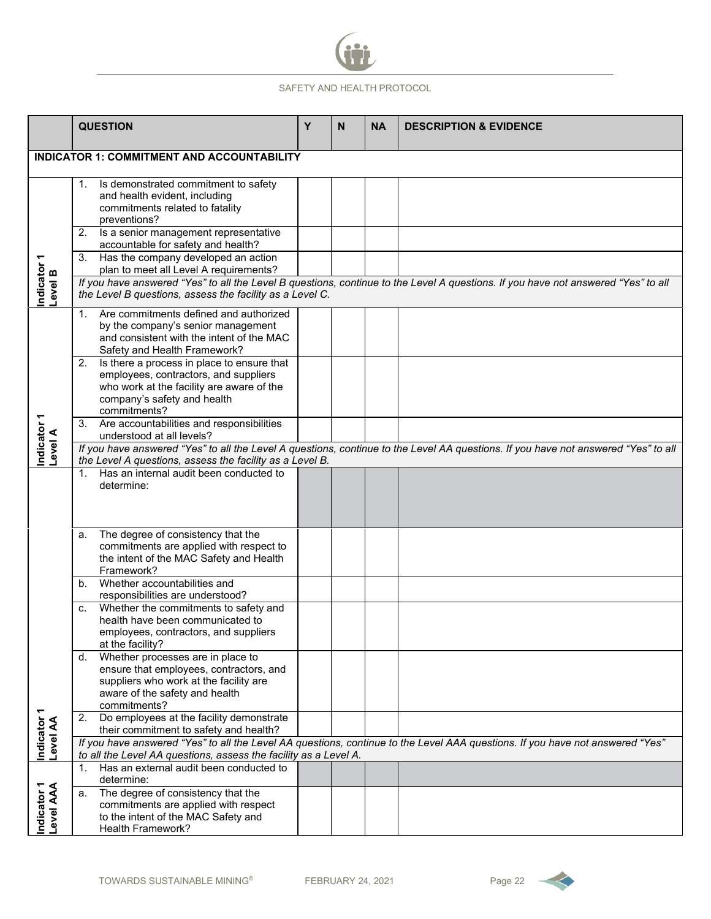| | QUESTION | Y | N | NA | DESCRIPTION & EVIDENCE |
|---|---|---|---|---|---|
| **INDICATOR 1: COMMITMENT AND ACCOUNTABILITY** | | | | | |
| **Indicator 1 Level B** | 1. Is demonstrated commitment to safety and health evident, including commitments related to fatality preventions? | | | | |
| | 2. Is a senior management representative accountable for safety and health? | | | | |
| | 3. Has the company developed an action plan to meet all Level A requirements? | | | | |
| | *If you have answered "Yes" to all the Level B questions, continue to the Level A questions. If you have not answered "Yes" to all the Level B questions, assess the facility as a Level C.* | | | | |
| **Indicator 1 Level A** | 1. Are commitments defined and authorized by the company's senior management and consistent with the intent of the MAC Safety and Health Framework? | | | | |
| | 2. Is there a process in place to ensure that employees, contractors, and suppliers who work at the facility are aware of the company's safety and health commitments? | | | | |
| | 3. Are accountabilities and responsibilities understood at all levels? | | | | |
| | *If you have answered "Yes" to all the Level A questions, continue to the Level AA questions. If you have not answered "Yes" to all the Level A questions, assess the facility as a Level B.* | | | | |
| **Indicator 1 Level AA** | 1. Has an internal audit been conducted to determine: | | | | |
| | a. The degree of consistency that the commitments are applied with respect to the intent of the MAC Safety and Health Framework? | | | | |
| | b. Whether accountabilities and responsibilities are understood? | | | | |
| | c. Whether the commitments to safety and health have been communicated to employees, contractors, and suppliers at the facility? | | | | |
| | d. Whether processes are in place to ensure that employees, contractors, and suppliers who work at the facility are aware of the safety and health commitments? | | | | |
| | 2. Do employees at the facility demonstrate their commitment to safety and health? | | | | |
| | *If you have answered "Yes" to all the Level AA questions, continue to the Level AAA questions. If you have not answered "Yes" to all the Level AA questions, assess the facility as a Level A.* | | | | |
| **Indicator 1 Level AAA** | 1. Has an external audit been conducted to determine: | | | | |
| | a. The degree of consistency that the commitments are applied with respect to the intent of the MAC Safety and Health Framework? | | | | |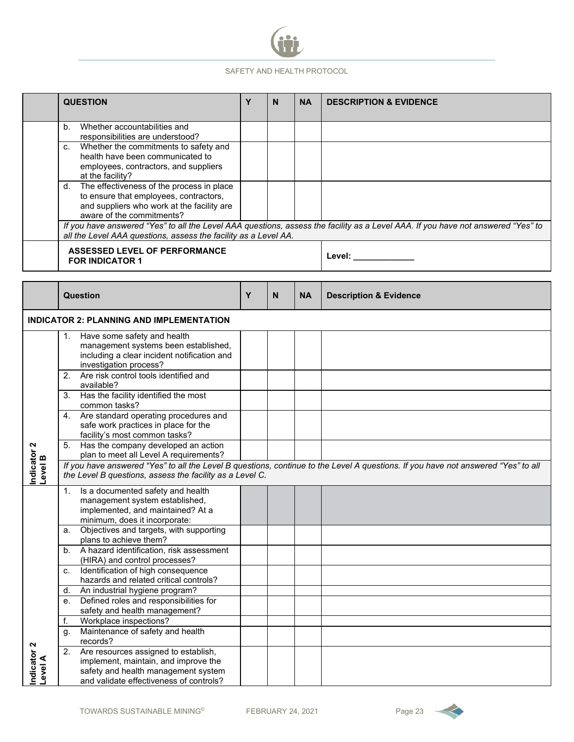| | QUESTION | Y | N | NA | DESCRIPTION & EVIDENCE |
|---|---|---|---|---|---|
| | b. Whether accountabilities and responsibilities are understood? | | | | |
| | c. Whether the commitments to safety and health have been communicated to employees, contractors, and suppliers at the facility? | | | | |
| | d. The effectiveness of the process in place to ensure that employees, contractors, and suppliers who work at the facility are aware of the commitments? | | | | |
| | *If you have answered "Yes" to all the Level AAA questions, assess the facility as a Level AAA. If you have not answered "Yes" to all the Level AAA questions, assess the facility as a Level AA.* | | | | |
| | **ASSESSED LEVEL OF PERFORMANCE FOR INDICATOR 1** | | | | **Level: _____________** |

| | Question | Y | N | NA | Description & Evidence |
|---|---|---|---|---|---|
| **INDICATOR 2: PLANNING AND IMPLEMENTATION** | | | | | |
| Indicator 2 Level B | 1. Have some safety and health management systems been established, including a clear incident notification and investigation process? | | | | |
| | 2. Are risk control tools identified and available? | | | | |
| | 3. Has the facility identified the most common tasks? | | | | |
| | 4. Are standard operating procedures and safe work practices in place for the facility's most common tasks? | | | | |
| | 5. Has the company developed an action plan to meet all Level A requirements? | | | | |
| | *If you have answered "Yes" to all the Level B questions, continue to the Level A questions. If you have not answered "Yes" to all the Level B questions, assess the facility as a Level C.* | | | | |
| Indicator 2 Level A | 1. Is a documented safety and health management system established, implemented, and maintained? At a minimum, does it incorporate: | | | | |
| | a. Objectives and targets, with supporting plans to achieve them? | | | | |
| | b. A hazard identification, risk assessment (HIRA) and control processes? | | | | |
| | c. Identification of high consequence hazards and related critical controls? | | | | |
| | d. An industrial hygiene program? | | | | |
| | e. Defined roles and responsibilities for safety and health management? | | | | |
| | f. Workplace inspections? | | | | |
| | g. Maintenance of safety and health records? | | | | |
| | 2. Are resources assigned to establish, implement, maintain, and improve the safety and health management system and validate effectiveness of controls? | | | | |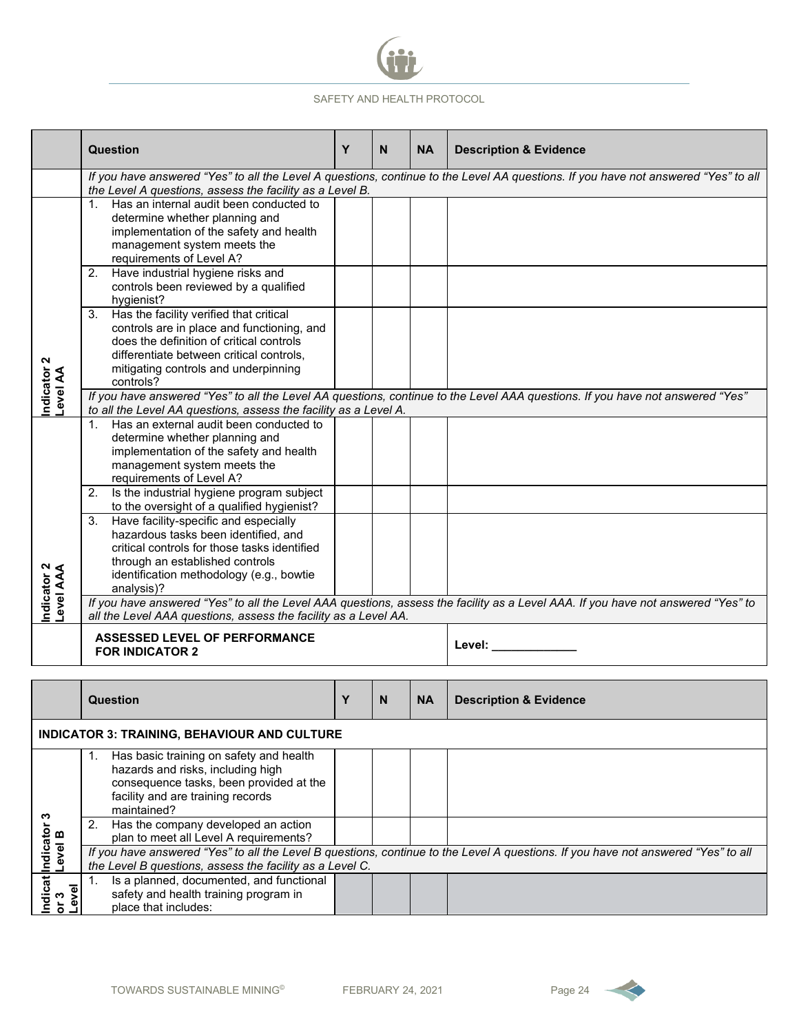| | Question | Y | N | NA | Description & Evidence |
|---|---|---|---|---|---|
| | *If you have answered "Yes" to all the Level A questions, continue to the Level AA questions. If you have not answered "Yes" to all the Level A questions, assess the facility as a Level B.* | | | | |
| Indicator 2 Level AA | 1. Has an internal audit been conducted to determine whether planning and implementation of the safety and health management system meets the requirements of Level A? | | | | |
| | 2. Have industrial hygiene risks and controls been reviewed by a qualified hygienist? | | | | |
| | 3. Has the facility verified that critical controls are in place and functioning, and does the definition of critical controls differentiate between critical controls, mitigating controls and underpinning controls? | | | | |
| | *If you have answered "Yes" to all the Level AA questions, continue to the Level AAA questions. If you have not answered "Yes" to all the Level AA questions, assess the facility as a Level A.* | | | | |
| Indicator 2 Level AAA | 1. Has an external audit been conducted to determine whether planning and implementation of the safety and health management system meets the requirements of Level A? | | | | |
| | 2. Is the industrial hygiene program subject to the oversight of a qualified hygienist? | | | | |
| | 3. Have facility-specific and especially hazardous tasks been identified, and critical controls for those tasks identified through an established controls identification methodology (e.g., bowtie analysis)? | | | | |
| | *If you have answered "Yes" to all the Level AAA questions, assess the facility as a Level AAA. If you have not answered "Yes" to all the Level AAA questions, assess the facility as a Level AA.* | | | | |
| | **ASSESSED LEVEL OF PERFORMANCE FOR INDICATOR 2** | | | | **Level: \_\_\_\_\_\_\_\_\_\_\_\_\_** |

| | Question | Y | N | NA | Description & Evidence |
|---|---|---|---|---|---|
| **INDICATOR 3: TRAINING, BEHAVIOUR AND CULTURE** | | | | | |
| Indicator 3 Level B | 1. Has basic training on safety and health hazards and risks, including high consequence tasks, been provided at the facility and are training records maintained? | | | | |
| | 2. Has the company developed an action plan to meet all Level A requirements? | | | | |
| | *If you have answered "Yes" to all the Level B questions, continue to the Level A questions. If you have not answered "Yes" to all the Level B questions, assess the facility as a Level C.* | | | | |
| Indicator 3 Level | 1. Is a planned, documented, and functional safety and health training program in place that includes: | | | | |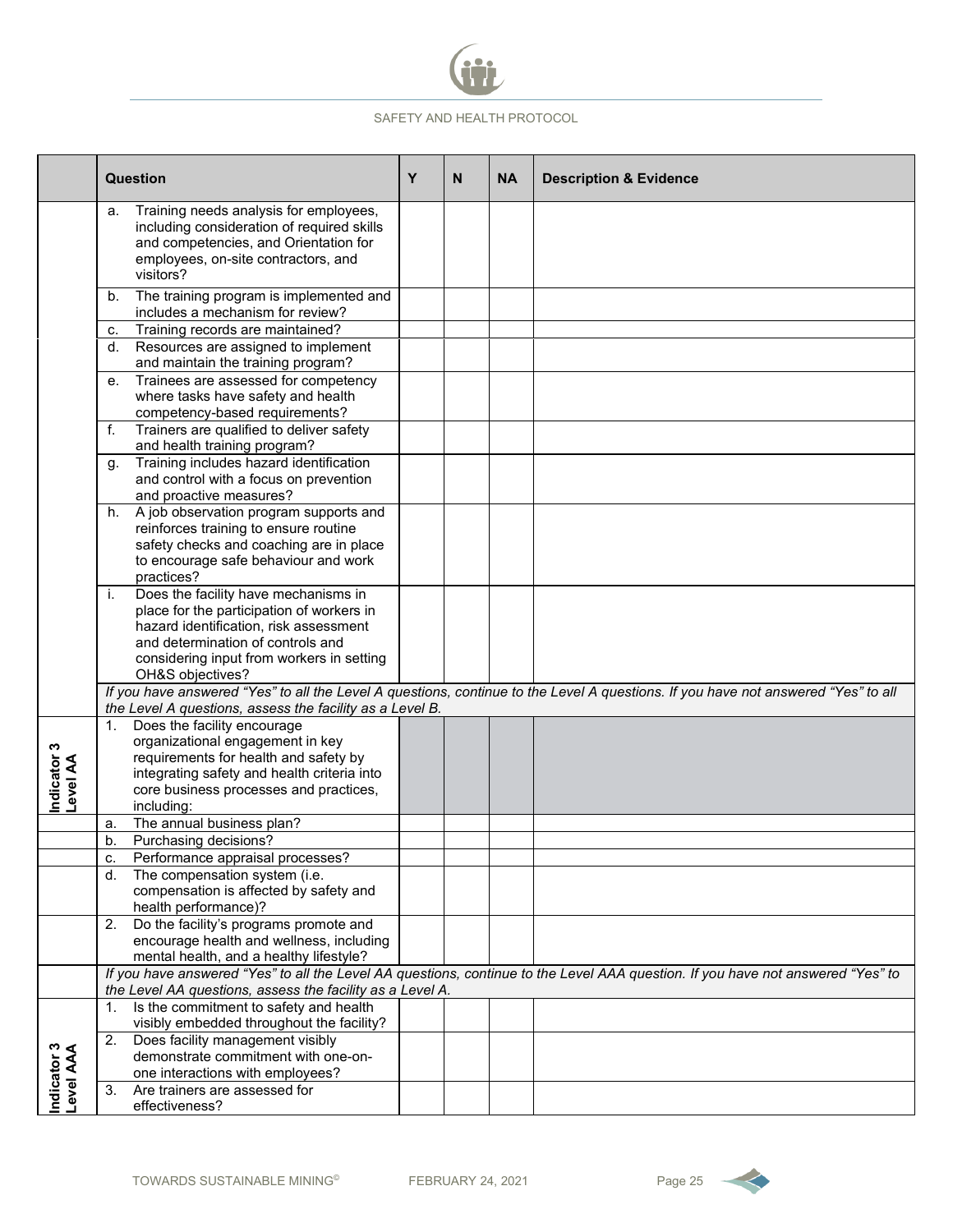|  | Question | Y | N | NA | Description & Evidence |
|---|---|---|---|---|---|
|  | a. Training needs analysis for employees, including consideration of required skills and competencies, and Orientation for employees, on-site contractors, and visitors? |  |  |  |  |
|  | b. The training program is implemented and includes a mechanism for review? |  |  |  |  |
|  | c. Training records are maintained? |  |  |  |  |
|  | d. Resources are assigned to implement and maintain the training program? |  |  |  |  |
|  | e. Trainees are assessed for competency where tasks have safety and health competency-based requirements? |  |  |  |  |
|  | f. Trainers are qualified to deliver safety and health training program? |  |  |  |  |
|  | g. Training includes hazard identification and control with a focus on prevention and proactive measures? |  |  |  |  |
|  | h. A job observation program supports and reinforces training to ensure routine safety checks and coaching are in place to encourage safe behaviour and work practices? |  |  |  |  |
|  | i. Does the facility have mechanisms in place for the participation of workers in hazard identification, risk assessment and determination of controls and considering input from workers in setting OH&S objectives? |  |  |  |  |
|  | *If you have answered "Yes" to all the Level A questions, continue to the Level A questions. If you have not answered "Yes" to all the Level A questions, assess the facility as a Level B.* |  |  |  |  |
| **Indicator 3 Level AA** | 1. Does the facility encourage organizational engagement in key requirements for health and safety by integrating safety and health criteria into core business processes and practices, including: |  |  |  |  |
|  | a. The annual business plan? |  |  |  |  |
|  | b. Purchasing decisions? |  |  |  |  |
|  | c. Performance appraisal processes? |  |  |  |  |
|  | d. The compensation system (i.e. compensation is affected by safety and health performance)? |  |  |  |  |
|  | 2. Do the facility's programs promote and encourage health and wellness, including mental health, and a healthy lifestyle? |  |  |  |  |
|  | *If you have answered "Yes" to all the Level AA questions, continue to the Level AAA question. If you have not answered "Yes" to the Level AA questions, assess the facility as a Level A.* |  |  |  |  |
| **Indicator 3 Level AAA** | 1. Is the commitment to safety and health visibly embedded throughout the facility? |  |  |  |  |
|  | 2. Does facility management visibly demonstrate commitment with one-on-one interactions with employees? |  |  |  |  |
|  | 3. Are trainers are assessed for effectiveness? |  |  |  |  |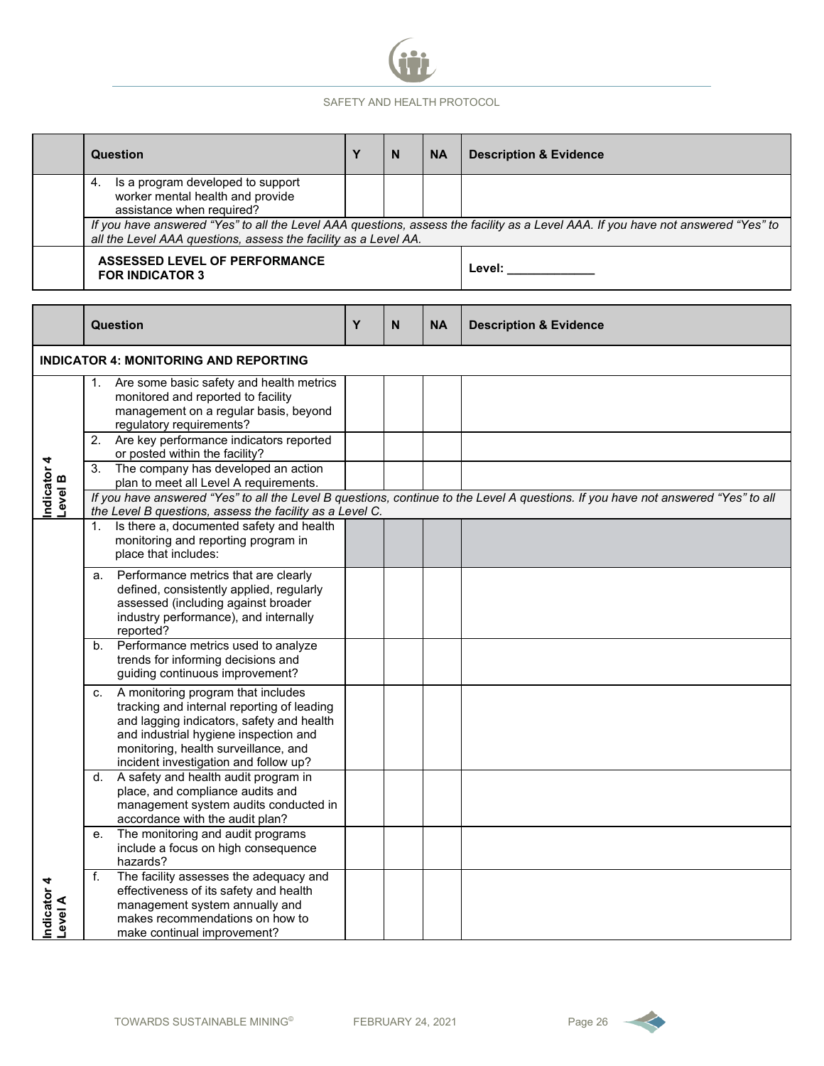| | Question | Y | N | NA | Description & Evidence |
|---|---|---|---|---|---|
| | 4. Is a program developed to support worker mental health and provide assistance when required? | | | | |
| | *If you have answered "Yes" to all the Level AAA questions, assess the facility as a Level AAA. If you have not answered "Yes" to all the Level AAA questions, assess the facility as a Level AA.* | | | | |
| | **ASSESSED LEVEL OF PERFORMANCE FOR INDICATOR 3** | | | | **Level: \_\_\_\_\_\_\_\_\_\_\_\_\_** |

| | Question | Y | N | NA | Description & Evidence |
|---|---|---|---|---|---|
| **INDICATOR 4: MONITORING AND REPORTING** | | | | | |
| **Indicator 4 Level B** | 1. Are some basic safety and health metrics monitored and reported to facility management on a regular basis, beyond regulatory requirements? | | | | |
| | 2. Are key performance indicators reported or posted within the facility? | | | | |
| | 3. The company has developed an action plan to meet all Level A requirements. | | | | |
| | *If you have answered "Yes" to all the Level B questions, continue to the Level A questions. If you have not answered "Yes" to all the Level B questions, assess the facility as a Level C.* | | | | |
| **Indicator 4 Level A** | 1. Is there a, documented safety and health monitoring and reporting program in place that includes: | | | | |
| | a. Performance metrics that are clearly defined, consistently applied, regularly assessed (including against broader industry performance), and internally reported? | | | | |
| | b. Performance metrics used to analyze trends for informing decisions and guiding continuous improvement? | | | | |
| | c. A monitoring program that includes tracking and internal reporting of leading and lagging indicators, safety and health and industrial hygiene inspection and monitoring, health surveillance, and incident investigation and follow up? | | | | |
| | d. A safety and health audit program in place, and compliance audits and management system audits conducted in accordance with the audit plan? | | | | |
| | e. The monitoring and audit programs include a focus on high consequence hazards? | | | | |
| | f. The facility assesses the adequacy and effectiveness of its safety and health management system annually and makes recommendations on how to make continual improvement? | | | | |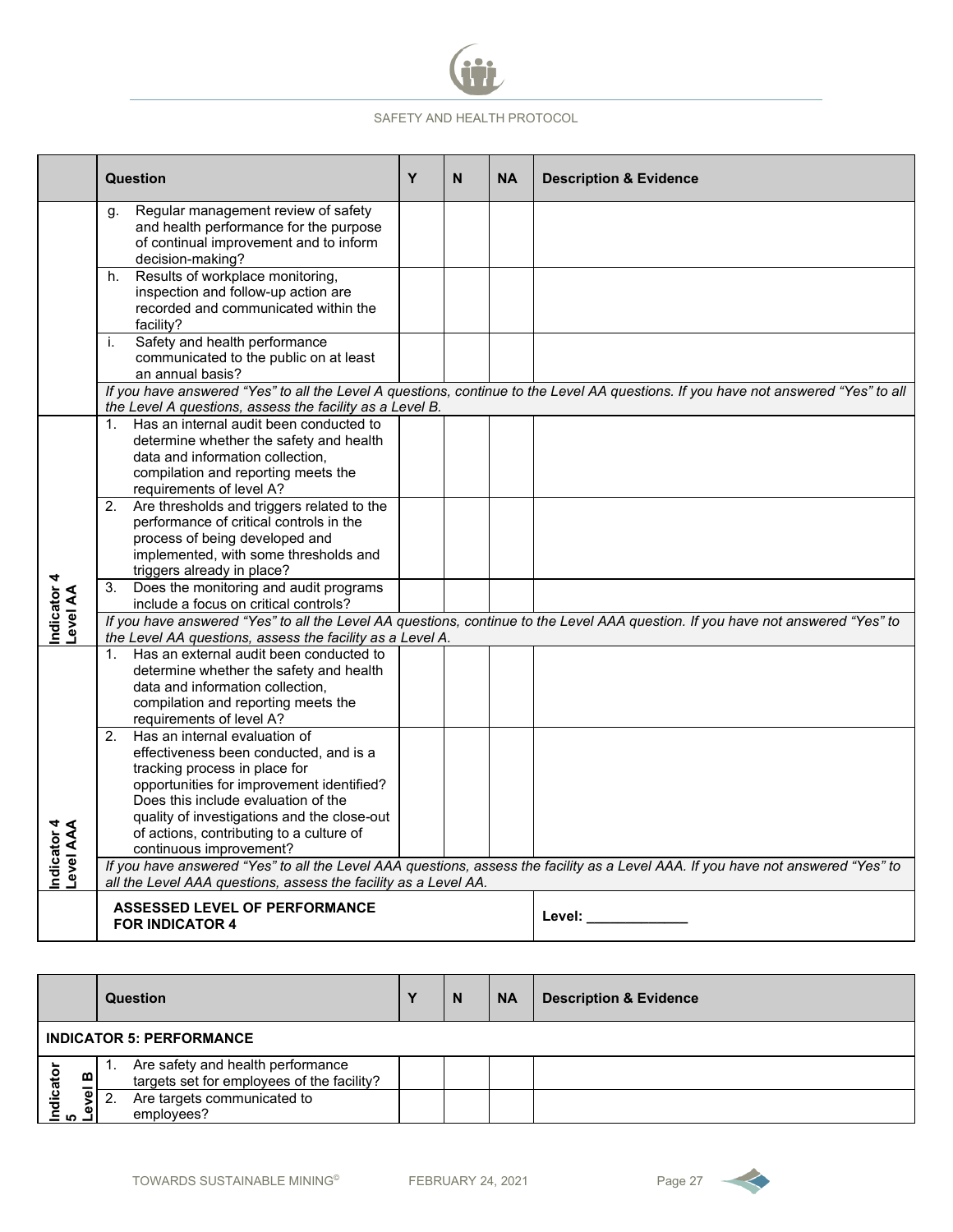| | Question | Y | N | NA | Description & Evidence |
|---|---|---|---|---|---|
| | g. Regular management review of safety and health performance for the purpose of continual improvement and to inform decision-making? | | | | |
| | h. Results of workplace monitoring, inspection and follow-up action are recorded and communicated within the facility? | | | | |
| | i. Safety and health performance communicated to the public on at least an annual basis? | | | | |
| | *If you have answered “Yes” to all the Level A questions, continue to the Level AA questions. If you have not answered “Yes” to all the Level A questions, assess the facility as a Level B.* | | | | |
| **Indicator 4 Level AA** | 1. Has an internal audit been conducted to determine whether the safety and health data and information collection, compilation and reporting meets the requirements of level A? | | | | |
| | 2. Are thresholds and triggers related to the performance of critical controls in the process of being developed and implemented, with some thresholds and triggers already in place? | | | | |
| | 3. Does the monitoring and audit programs include a focus on critical controls? | | | | |
| | *If you have answered “Yes” to all the Level AA questions, continue to the Level AAA question. If you have not answered “Yes” to the Level AA questions, assess the facility as a Level A.* | | | | |
| **Indicator 4 Level AAA** | 1. Has an external audit been conducted to determine whether the safety and health data and information collection, compilation and reporting meets the requirements of level A? | | | | |
| | 2. Has an internal evaluation of effectiveness been conducted, and is a tracking process in place for opportunities for improvement identified? Does this include evaluation of the quality of investigations and the close-out of actions, contributing to a culture of continuous improvement? | | | | |
| | *If you have answered “Yes” to all the Level AAA questions, assess the facility as a Level AAA. If you have not answered “Yes” to all the Level AAA questions, assess the facility as a Level AA.* | | | | |
| | **ASSESSED LEVEL OF PERFORMANCE FOR INDICATOR 4** | | | | Level: _____________ |

| | Question | Y | N | NA | Description & Evidence |
|---|---|---|---|---|---|
| **INDICATOR 5: PERFORMANCE** | | | | | |
| **Indicator 5 Level B** | 1. Are safety and health performance targets set for employees of the facility? | | | | |
| | 2. Are targets communicated to employees? | | | | |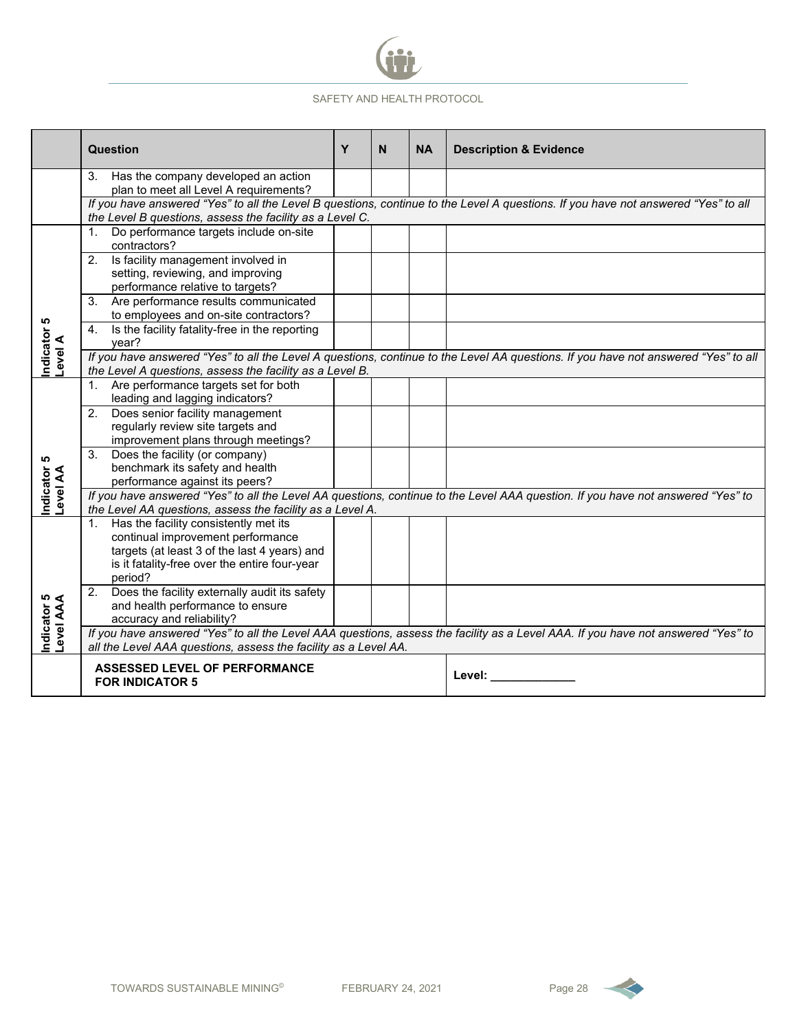| | Question | Y | N | NA | Description & Evidence |
|---|---|---|---|---|---|
| | 3. Has the company developed an action plan to meet all Level A requirements? | | | | |
| | *If you have answered "Yes" to all the Level B questions, continue to the Level A questions. If you have not answered "Yes" to all the Level B questions, assess the facility as a Level C.* | | | | |
| **Indicator 5 Level A** | 1. Do performance targets include on-site contractors? | | | | |
| | 2. Is facility management involved in setting, reviewing, and improving performance relative to targets? | | | | |
| | 3. Are performance results communicated to employees and on-site contractors? | | | | |
| | 4. Is the facility fatality-free in the reporting year? | | | | |
| | *If you have answered "Yes" to all the Level A questions, continue to the Level AA questions. If you have not answered "Yes" to all the Level A questions, assess the facility as a Level B.* | | | | |
| **Indicator 5 Level AA** | 1. Are performance targets set for both leading and lagging indicators? | | | | |
| | 2. Does senior facility management regularly review site targets and improvement plans through meetings? | | | | |
| | 3. Does the facility (or company) benchmark its safety and health performance against its peers? | | | | |
| | *If you have answered "Yes" to all the Level AA questions, continue to the Level AAA question. If you have not answered "Yes" to the Level AA questions, assess the facility as a Level A.* | | | | |
| **Indicator 5 Level AAA** | 1. Has the facility consistently met its continual improvement performance targets (at least 3 of the last 4 years) and is it fatality-free over the entire four-year period? | | | | |
| | 2. Does the facility externally audit its safety and health performance to ensure accuracy and reliability? | | | | |
| | *If you have answered "Yes" to all the Level AAA questions, assess the facility as a Level AAA. If you have not answered "Yes" to all the Level AAA questions, assess the facility as a Level AA.* | | | | |
| | **ASSESSED LEVEL OF PERFORMANCE FOR INDICATOR 5** | | | | **Level: _____________** |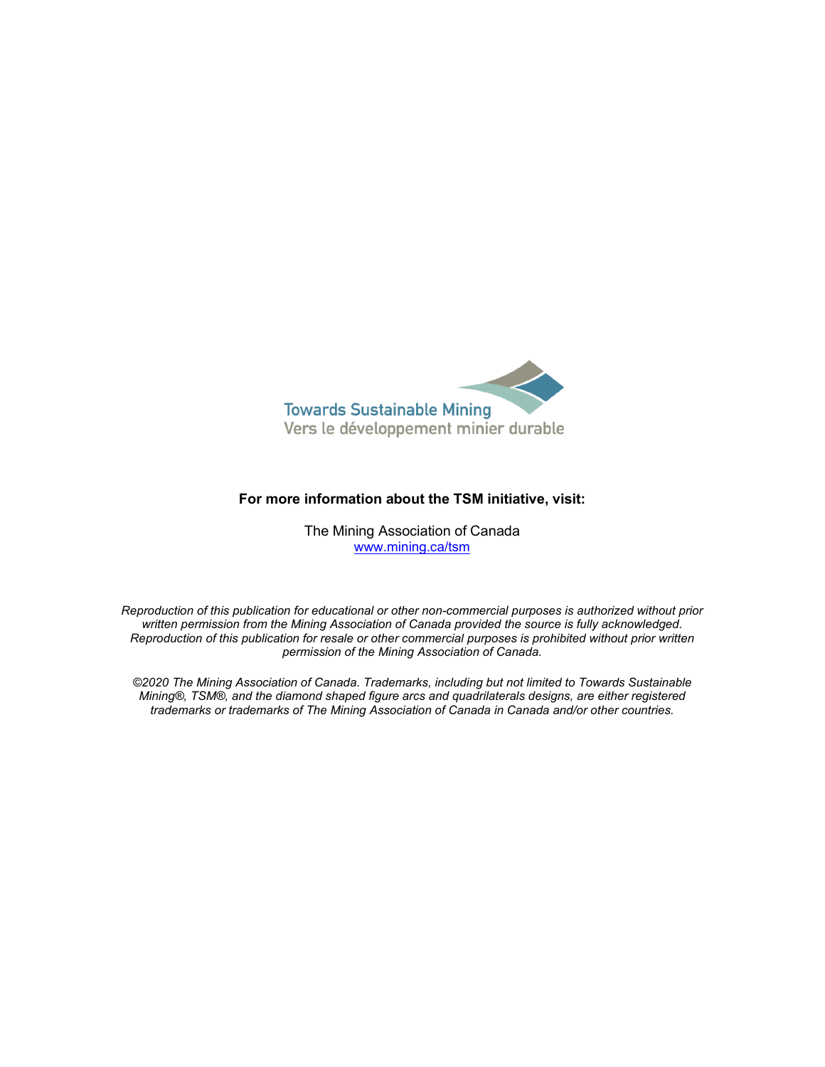Towards Sustainable Mining
Vers le développement minier durable

**For more information about the TSM initiative, visit:**

The Mining Association of Canada
www.mining.ca/tsm

*Reproduction of this publication for educational or other non-commercial purposes is authorized without prior written permission from the Mining Association of Canada provided the source is fully acknowledged. Reproduction of this publication for resale or other commercial purposes is prohibited without prior written permission of the Mining Association of Canada.*

*©2020 The Mining Association of Canada. Trademarks, including but not limited to Towards Sustainable Mining®, TSM®, and the diamond shaped figure arcs and quadrilaterals designs, are either registered trademarks or trademarks of The Mining Association of Canada in Canada and/or other countries.*